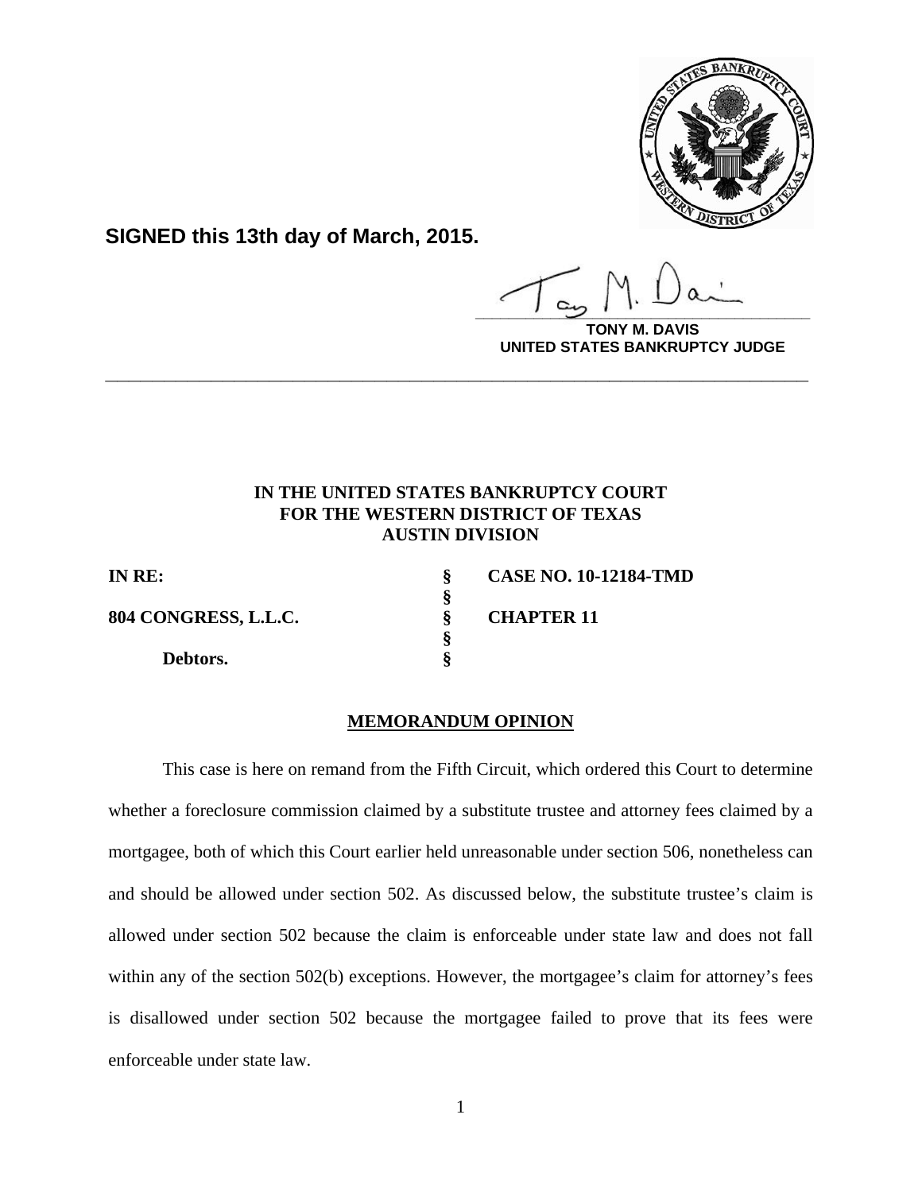**SIGNED this 13th day of March, 2015.**

**TONY M. DAVIS**
**UNITED STATES BANKRUPTCY JUDGE**

---

**IN THE UNITED STATES BANKRUPTCY COURT**
**FOR THE WESTERN DISTRICT OF TEXAS**
**AUSTIN DIVISION**

| | | |
|---|---|---|
| **IN RE:** | **§** | **CASE NO. 10-12184-TMD** |
| | **§** | |
| **804 CONGRESS, L.L.C.** | **§** | **CHAPTER 11** |
| | **§** | |
| **Debtors.** | **§** | |

## MEMORANDUM OPINION

This case is here on remand from the Fifth Circuit, which ordered this Court to determine whether a foreclosure commission claimed by a substitute trustee and attorney fees claimed by a mortgagee, both of which this Court earlier held unreasonable under section 506, nonetheless can and should be allowed under section 502. As discussed below, the substitute trustee's claim is allowed under section 502 because the claim is enforceable under state law and does not fall within any of the section 502(b) exceptions. However, the mortgagee's claim for attorney's fees is disallowed under section 502 because the mortgagee failed to prove that its fees were enforceable under state law.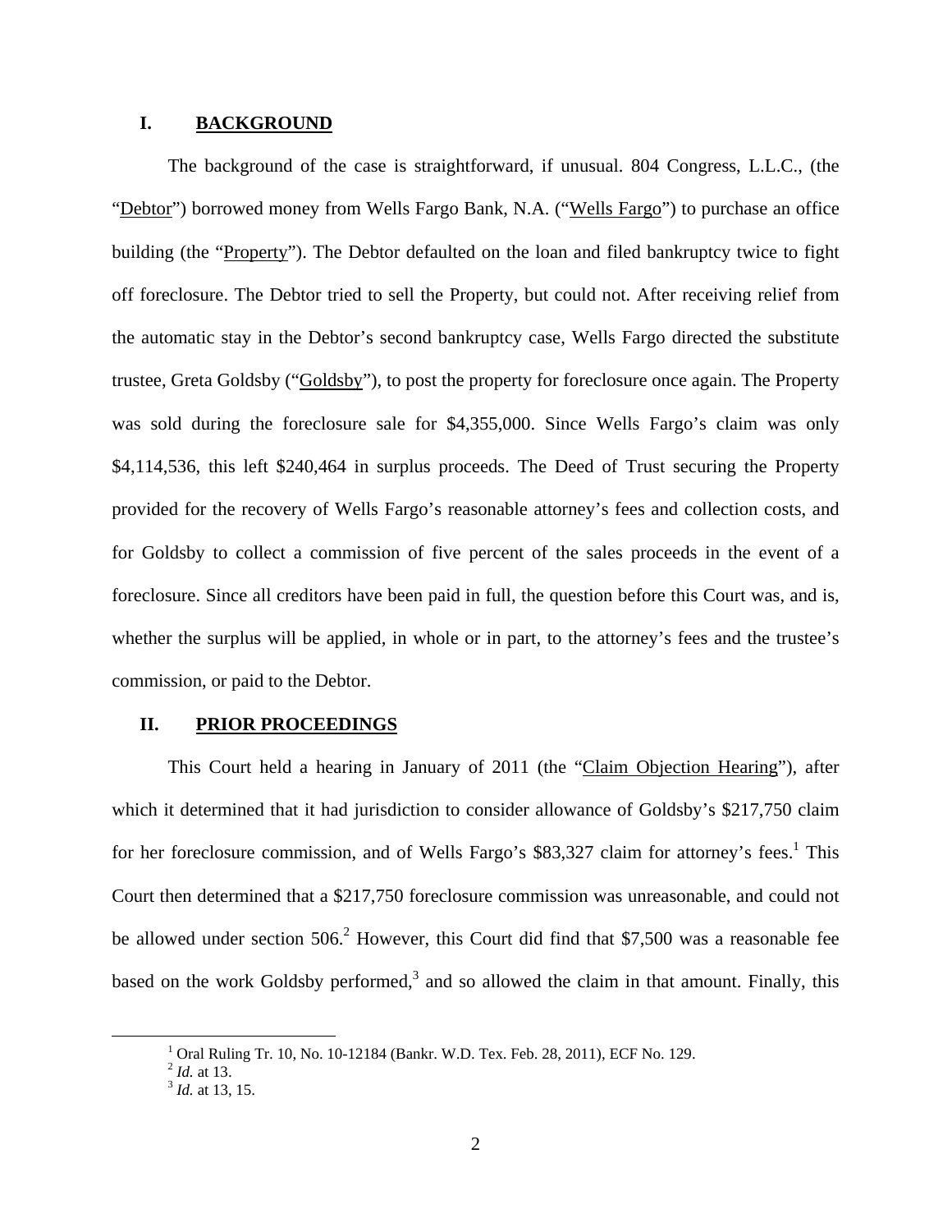## I. BACKGROUND

The background of the case is straightforward, if unusual. 804 Congress, L.L.C., (the "Debtor") borrowed money from Wells Fargo Bank, N.A. ("Wells Fargo") to purchase an office building (the "Property"). The Debtor defaulted on the loan and filed bankruptcy twice to fight off foreclosure. The Debtor tried to sell the Property, but could not. After receiving relief from the automatic stay in the Debtor's second bankruptcy case, Wells Fargo directed the substitute trustee, Greta Goldsby ("Goldsby"), to post the property for foreclosure once again. The Property was sold during the foreclosure sale for $4,355,000. Since Wells Fargo's claim was only $4,114,536, this left $240,464 in surplus proceeds. The Deed of Trust securing the Property provided for the recovery of Wells Fargo's reasonable attorney's fees and collection costs, and for Goldsby to collect a commission of five percent of the sales proceeds in the event of a foreclosure. Since all creditors have been paid in full, the question before this Court was, and is, whether the surplus will be applied, in whole or in part, to the attorney's fees and the trustee's commission, or paid to the Debtor.

## II. PRIOR PROCEEDINGS

This Court held a hearing in January of 2011 (the "Claim Objection Hearing"), after which it determined that it had jurisdiction to consider allowance of Goldsby's $217,750 claim for her foreclosure commission, and of Wells Fargo's $83,327 claim for attorney's fees.[1] This Court then determined that a $217,750 foreclosure commission was unreasonable, and could not be allowed under section 506.[2] However, this Court did find that $7,500 was a reasonable fee based on the work Goldsby performed,[3] and so allowed the claim in that amount. Finally, this

---

[1] Oral Ruling Tr. 10, No. 10-12184 (Bankr. W.D. Tex. Feb. 28, 2011), ECF No. 129.

[2] *Id.* at 13.

[3] *Id.* at 13, 15.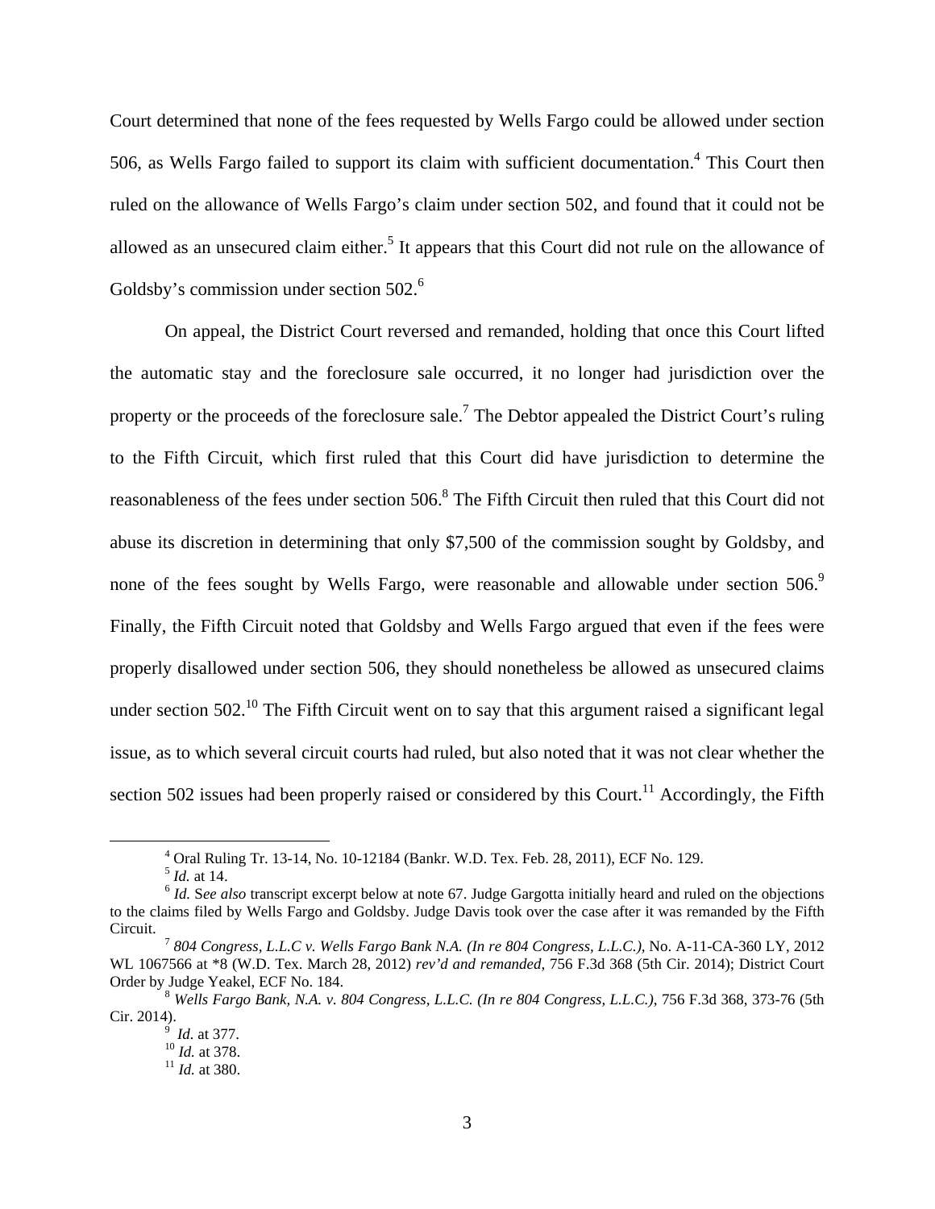Court determined that none of the fees requested by Wells Fargo could be allowed under section 506, as Wells Fargo failed to support its claim with sufficient documentation.[4] This Court then ruled on the allowance of Wells Fargo's claim under section 502, and found that it could not be allowed as an unsecured claim either.[5] It appears that this Court did not rule on the allowance of Goldsby's commission under section 502.[6]

On appeal, the District Court reversed and remanded, holding that once this Court lifted the automatic stay and the foreclosure sale occurred, it no longer had jurisdiction over the property or the proceeds of the foreclosure sale.[7] The Debtor appealed the District Court's ruling to the Fifth Circuit, which first ruled that this Court did have jurisdiction to determine the reasonableness of the fees under section 506.[8] The Fifth Circuit then ruled that this Court did not abuse its discretion in determining that only $7,500 of the commission sought by Goldsby, and none of the fees sought by Wells Fargo, were reasonable and allowable under section 506.[9] Finally, the Fifth Circuit noted that Goldsby and Wells Fargo argued that even if the fees were properly disallowed under section 506, they should nonetheless be allowed as unsecured claims under section 502.[10] The Fifth Circuit went on to say that this argument raised a significant legal issue, as to which several circuit courts had ruled, but also noted that it was not clear whether the section 502 issues had been properly raised or considered by this Court.[11] Accordingly, the Fifth

---

[4] Oral Ruling Tr. 13-14, No. 10-12184 (Bankr. W.D. Tex. Feb. 28, 2011), ECF No. 129.

[5] *Id.* at 14.

[6] *Id.* S*ee also* transcript excerpt below at note 67. Judge Gargotta initially heard and ruled on the objections to the claims filed by Wells Fargo and Goldsby. Judge Davis took over the case after it was remanded by the Fifth Circuit.

[7] *804 Congress, L.L.C v. Wells Fargo Bank N.A. (In re 804 Congress, L.L.C.)*, No. A-11-CA-360 LY, 2012 WL 1067566 at *8 (W.D. Tex. March 28, 2012) *rev'd and remanded*, 756 F.3d 368 (5th Cir. 2014); District Court Order by Judge Yeakel, ECF No. 184.

[8] *Wells Fargo Bank, N.A. v. 804 Congress, L.L.C. (In re 804 Congress, L.L.C.)*, 756 F.3d 368, 373-76 (5th Cir. 2014).

[9] *Id.* at 377.

[10] *Id.* at 378.

[11] *Id.* at 380.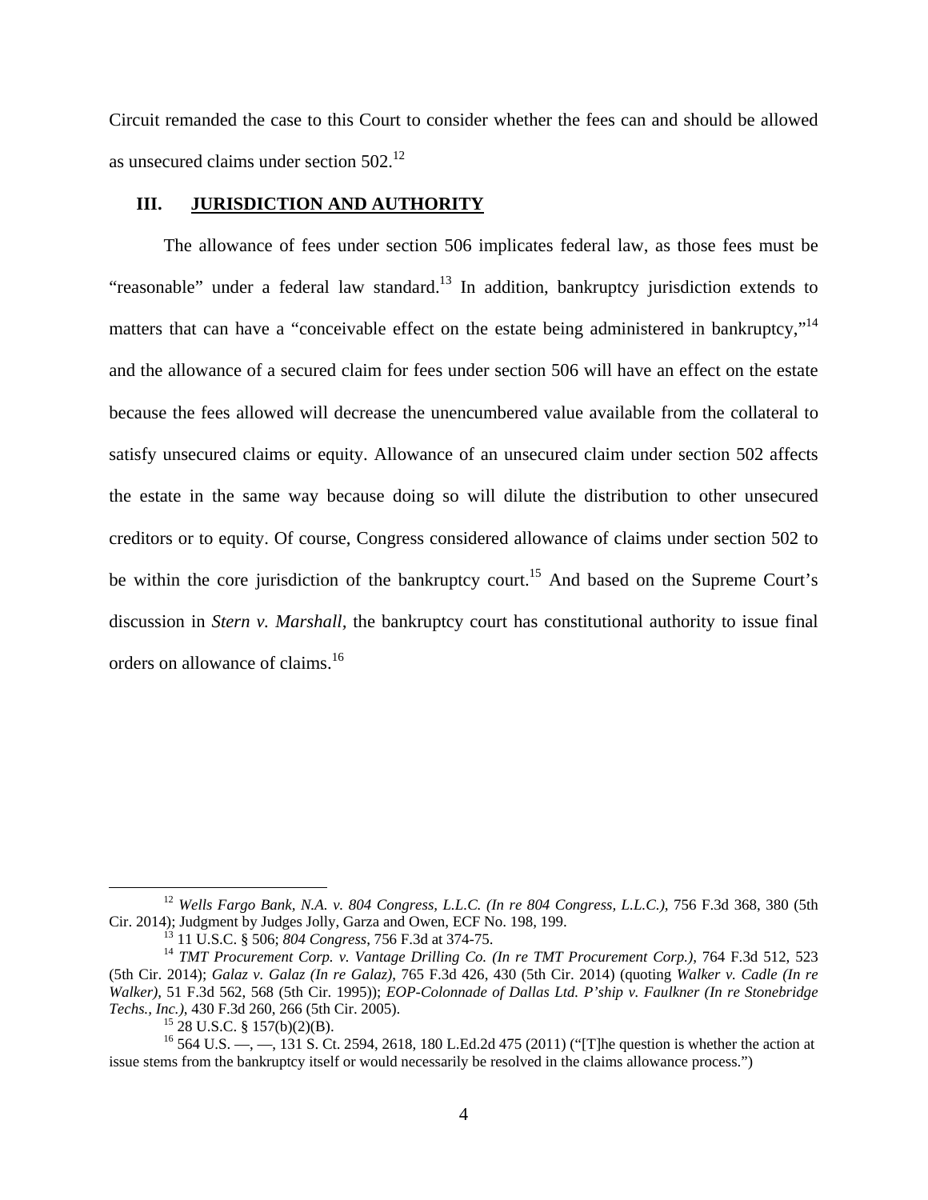Circuit remanded the case to this Court to consider whether the fees can and should be allowed as unsecured claims under section 502.[12]

## III. JURISDICTION AND AUTHORITY

The allowance of fees under section 506 implicates federal law, as those fees must be "reasonable" under a federal law standard.[13] In addition, bankruptcy jurisdiction extends to matters that can have a "conceivable effect on the estate being administered in bankruptcy,"[14] and the allowance of a secured claim for fees under section 506 will have an effect on the estate because the fees allowed will decrease the unencumbered value available from the collateral to satisfy unsecured claims or equity. Allowance of an unsecured claim under section 502 affects the estate in the same way because doing so will dilute the distribution to other unsecured creditors or to equity. Of course, Congress considered allowance of claims under section 502 to be within the core jurisdiction of the bankruptcy court.[15] And based on the Supreme Court's discussion in *Stern v. Marshall,* the bankruptcy court has constitutional authority to issue final orders on allowance of claims.[16]

---

[12] *Wells Fargo Bank, N.A. v. 804 Congress, L.L.C. (In re 804 Congress, L.L.C.)*, 756 F.3d 368, 380 (5th Cir. 2014); Judgment by Judges Jolly, Garza and Owen, ECF No. 198, 199.

[13] 11 U.S.C. § 506; *804 Congress*, 756 F.3d at 374-75.

[14] *TMT Procurement Corp. v. Vantage Drilling Co. (In re TMT Procurement Corp.)*, 764 F.3d 512, 523 (5th Cir. 2014); *Galaz v. Galaz (In re Galaz)*, 765 F.3d 426, 430 (5th Cir. 2014) (quoting *Walker v. Cadle (In re Walker)*, 51 F.3d 562, 568 (5th Cir. 1995)); *EOP-Colonnade of Dallas Ltd. P'ship v. Faulkner (In re Stonebridge Techs., Inc.)*, 430 F.3d 260, 266 (5th Cir. 2005).

[15] 28 U.S.C. § 157(b)(2)(B).

[16] 564 U.S. —, —, 131 S. Ct. 2594, 2618, 180 L.Ed.2d 475 (2011) ("[T]he question is whether the action at issue stems from the bankruptcy itself or would necessarily be resolved in the claims allowance process.")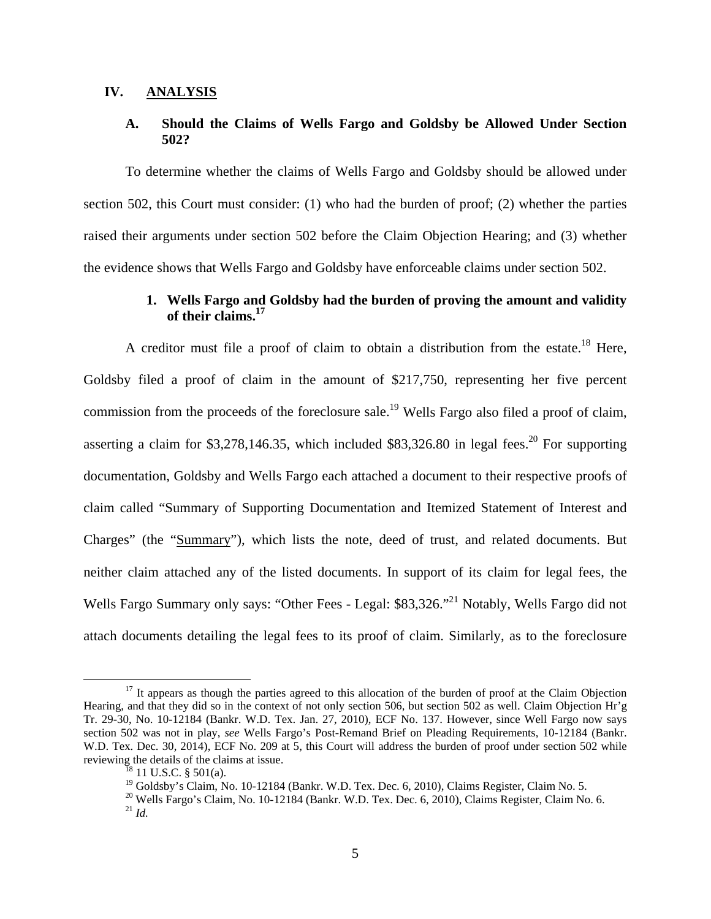## IV. ANALYSIS

### A. Should the Claims of Wells Fargo and Goldsby be Allowed Under Section 502?

To determine whether the claims of Wells Fargo and Goldsby should be allowed under section 502, this Court must consider: (1) who had the burden of proof; (2) whether the parties raised their arguments under section 502 before the Claim Objection Hearing; and (3) whether the evidence shows that Wells Fargo and Goldsby have enforceable claims under section 502.

#### 1. Wells Fargo and Goldsby had the burden of proving the amount and validity of their claims.[17]

A creditor must file a proof of claim to obtain a distribution from the estate.[18] Here, Goldsby filed a proof of claim in the amount of $217,750, representing her five percent commission from the proceeds of the foreclosure sale.[19] Wells Fargo also filed a proof of claim, asserting a claim for $3,278,146.35, which included $83,326.80 in legal fees.[20] For supporting documentation, Goldsby and Wells Fargo each attached a document to their respective proofs of claim called "Summary of Supporting Documentation and Itemized Statement of Interest and Charges" (the "Summary"), which lists the note, deed of trust, and related documents. But neither claim attached any of the listed documents. In support of its claim for legal fees, the Wells Fargo Summary only says: "Other Fees - Legal: $83,326."[21] Notably, Wells Fargo did not attach documents detailing the legal fees to its proof of claim. Similarly, as to the foreclosure

---

[17] It appears as though the parties agreed to this allocation of the burden of proof at the Claim Objection Hearing, and that they did so in the context of not only section 506, but section 502 as well. Claim Objection Hr'g Tr. 29-30, No. 10-12184 (Bankr. W.D. Tex. Jan. 27, 2010), ECF No. 137. However, since Well Fargo now says section 502 was not in play, *see* Wells Fargo's Post-Remand Brief on Pleading Requirements, 10-12184 (Bankr. W.D. Tex. Dec. 30, 2014), ECF No. 209 at 5, this Court will address the burden of proof under section 502 while reviewing the details of the claims at issue.

[18] 11 U.S.C. § 501(a).

[19] Goldsby's Claim, No. 10-12184 (Bankr. W.D. Tex. Dec. 6, 2010), Claims Register, Claim No. 5.

[20] Wells Fargo's Claim, No. 10-12184 (Bankr. W.D. Tex. Dec. 6, 2010), Claims Register, Claim No. 6.

[21] *Id.*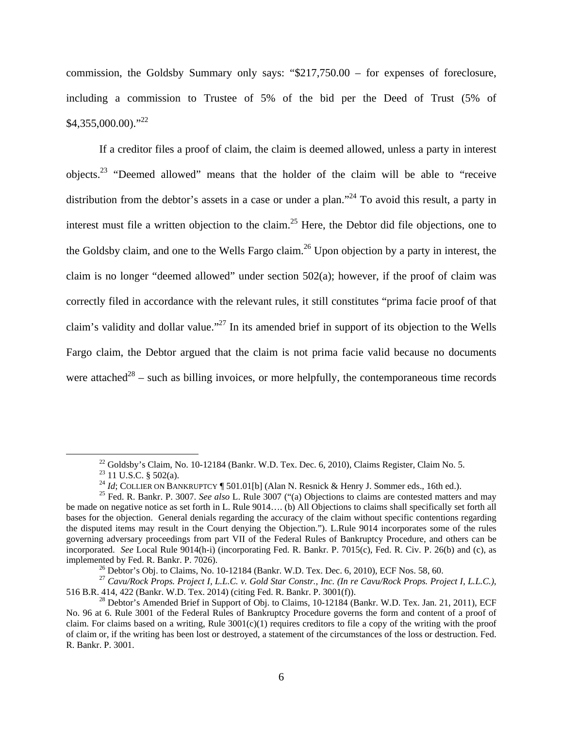commission, the Goldsby Summary only says: "$217,750.00 – for expenses of foreclosure, including a commission to Trustee of 5% of the bid per the Deed of Trust (5% of $4,355,000.00)."[22]

If a creditor files a proof of claim, the claim is deemed allowed, unless a party in interest objects.[23] "Deemed allowed" means that the holder of the claim will be able to "receive distribution from the debtor's assets in a case or under a plan."[24] To avoid this result, a party in interest must file a written objection to the claim.[25] Here, the Debtor did file objections, one to the Goldsby claim, and one to the Wells Fargo claim.[26] Upon objection by a party in interest, the claim is no longer "deemed allowed" under section 502(a); however, if the proof of claim was correctly filed in accordance with the relevant rules, it still constitutes "prima facie proof of that claim's validity and dollar value."[27] In its amended brief in support of its objection to the Wells Fargo claim, the Debtor argued that the claim is not prima facie valid because no documents were attached[28] – such as billing invoices, or more helpfully, the contemporaneous time records

---

[22] Goldsby's Claim, No. 10-12184 (Bankr. W.D. Tex. Dec. 6, 2010), Claims Register, Claim No. 5.

[23] 11 U.S.C. § 502(a).

[24] *Id*; COLLIER ON BANKRUPTCY ¶ 501.01[b] (Alan N. Resnick & Henry J. Sommer eds., 16th ed.).

[25] Fed. R. Bankr. P. 3007. *See also* L. Rule 3007 ("(a) Objections to claims are contested matters and may be made on negative notice as set forth in L. Rule 9014…. (b) All Objections to claims shall specifically set forth all bases for the objection. General denials regarding the accuracy of the claim without specific contentions regarding the disputed items may result in the Court denying the Objection."). L.Rule 9014 incorporates some of the rules governing adversary proceedings from part VII of the Federal Rules of Bankruptcy Procedure, and others can be incorporated. *See* Local Rule 9014(h-i) (incorporating Fed. R. Bankr. P. 7015(c), Fed. R. Civ. P. 26(b) and (c), as implemented by Fed. R. Bankr. P. 7026).

[26] Debtor's Obj. to Claims, No. 10-12184 (Bankr. W.D. Tex. Dec. 6, 2010), ECF Nos. 58, 60.

[27] *Cavu/Rock Props. Project I, L.L.C. v. Gold Star Constr., Inc. (In re Cavu/Rock Props. Project I, L.L.C.)*, 516 B.R. 414, 422 (Bankr. W.D. Tex. 2014) (citing Fed. R. Bankr. P. 3001(f)).

[28] Debtor's Amended Brief in Support of Obj. to Claims, 10-12184 (Bankr. W.D. Tex. Jan. 21, 2011), ECF No. 96 at 6. Rule 3001 of the Federal Rules of Bankruptcy Procedure governs the form and content of a proof of claim. For claims based on a writing, Rule 3001(c)(1) requires creditors to file a copy of the writing with the proof of claim or, if the writing has been lost or destroyed, a statement of the circumstances of the loss or destruction. Fed. R. Bankr. P. 3001.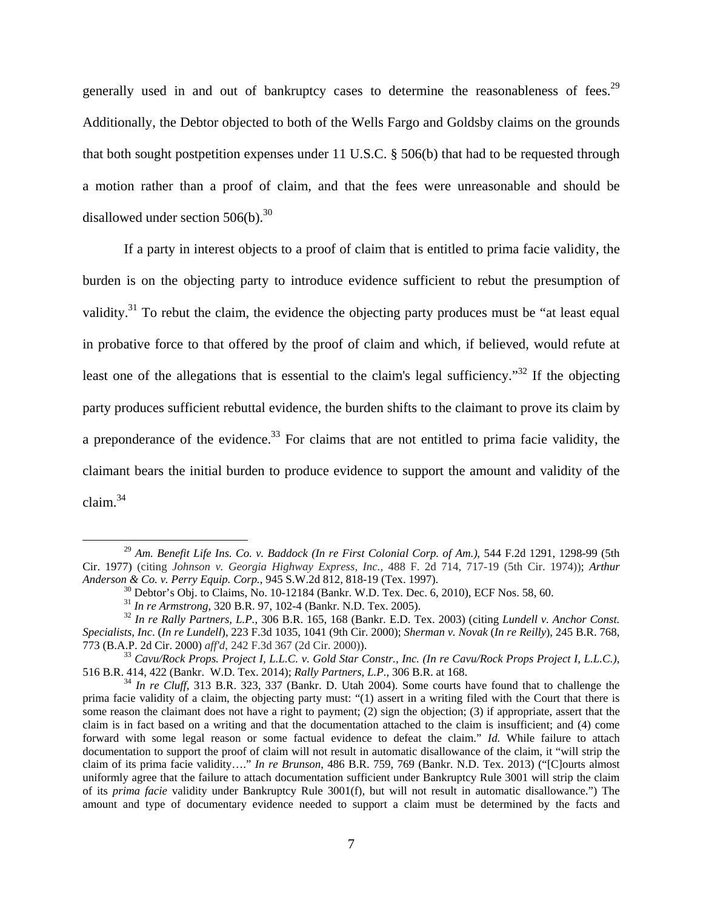generally used in and out of bankruptcy cases to determine the reasonableness of fees.[29] Additionally, the Debtor objected to both of the Wells Fargo and Goldsby claims on the grounds that both sought postpetition expenses under 11 U.S.C. § 506(b) that had to be requested through a motion rather than a proof of claim, and that the fees were unreasonable and should be disallowed under section 506(b).[30]

If a party in interest objects to a proof of claim that is entitled to prima facie validity, the burden is on the objecting party to introduce evidence sufficient to rebut the presumption of validity.[31] To rebut the claim, the evidence the objecting party produces must be "at least equal in probative force to that offered by the proof of claim and which, if believed, would refute at least one of the allegations that is essential to the claim's legal sufficiency."[32] If the objecting party produces sufficient rebuttal evidence, the burden shifts to the claimant to prove its claim by a preponderance of the evidence.[33] For claims that are not entitled to prima facie validity, the claimant bears the initial burden to produce evidence to support the amount and validity of the claim.[34]

---

[29] *Am. Benefit Life Ins. Co. v. Baddock (In re First Colonial Corp. of Am.)*, 544 F.2d 1291, 1298-99 (5th Cir. 1977) (citing *Johnson v. Georgia Highway Express, Inc.*, 488 F. 2d 714, 717-19 (5th Cir. 1974)); *Arthur Anderson & Co. v. Perry Equip. Corp.*, 945 S.W.2d 812, 818-19 (Tex. 1997).

[30] Debtor's Obj. to Claims, No. 10-12184 (Bankr. W.D. Tex. Dec. 6, 2010), ECF Nos. 58, 60.

[31] *In re Armstrong*, 320 B.R. 97, 102-4 (Bankr. N.D. Tex. 2005).

[32] *In re Rally Partners, L.P.*, 306 B.R. 165, 168 (Bankr. E.D. Tex. 2003) (citing *Lundell v. Anchor Const. Specialists, Inc.* (*In re Lundell*), 223 F.3d 1035, 1041 (9th Cir. 2000); *Sherman v. Novak* (*In re Reilly*), 245 B.R. 768, 773 (B.A.P. 2d Cir. 2000) *aff'd*, 242 F.3d 367 (2d Cir. 2000)).

[33] *Cavu/Rock Props. Project I, L.L.C. v. Gold Star Constr., Inc. (In re Cavu/Rock Props Project I, L.L.C.)*, 516 B.R. 414, 422 (Bankr. W.D. Tex. 2014); *Rally Partners, L.P.*, 306 B.R. at 168.

[34] *In re Cluff*, 313 B.R. 323, 337 (Bankr. D. Utah 2004). Some courts have found that to challenge the prima facie validity of a claim, the objecting party must: "(1) assert in a writing filed with the Court that there is some reason the claimant does not have a right to payment; (2) sign the objection; (3) if appropriate, assert that the claim is in fact based on a writing and that the documentation attached to the claim is insufficient; and (4) come forward with some legal reason or some factual evidence to defeat the claim." *Id.* While failure to attach documentation to support the proof of claim will not result in automatic disallowance of the claim, it "will strip the claim of its prima facie validity…." *In re Brunson*, 486 B.R. 759, 769 (Bankr. N.D. Tex. 2013) ("[C]ourts almost uniformly agree that the failure to attach documentation sufficient under Bankruptcy Rule 3001 will strip the claim of its *prima facie* validity under Bankruptcy Rule 3001(f), but will not result in automatic disallowance.") The amount and type of documentary evidence needed to support a claim must be determined by the facts and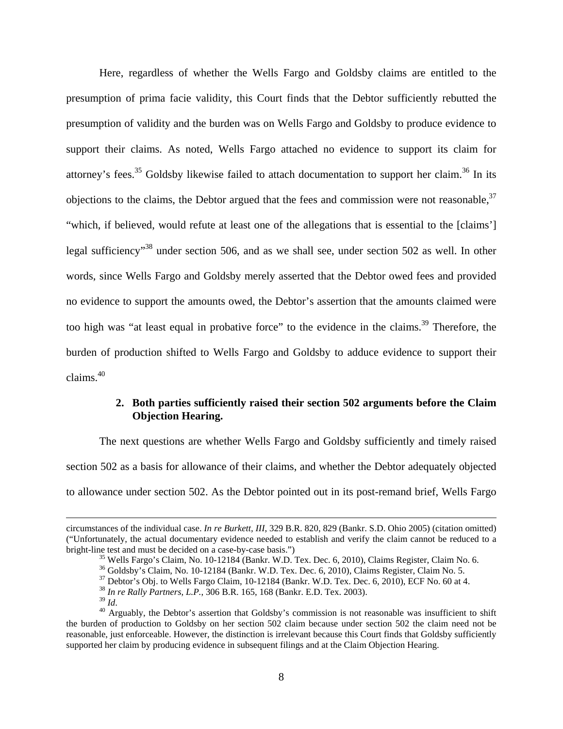Here, regardless of whether the Wells Fargo and Goldsby claims are entitled to the presumption of prima facie validity, this Court finds that the Debtor sufficiently rebutted the presumption of validity and the burden was on Wells Fargo and Goldsby to produce evidence to support their claims. As noted, Wells Fargo attached no evidence to support its claim for attorney's fees.[35] Goldsby likewise failed to attach documentation to support her claim.[36] In its objections to the claims, the Debtor argued that the fees and commission were not reasonable,[37] "which, if believed, would refute at least one of the allegations that is essential to the [claims'] legal sufficiency"[38] under section 506, and as we shall see, under section 502 as well. In other words, since Wells Fargo and Goldsby merely asserted that the Debtor owed fees and provided no evidence to support the amounts owed, the Debtor's assertion that the amounts claimed were too high was "at least equal in probative force" to the evidence in the claims.[39] Therefore, the burden of production shifted to Wells Fargo and Goldsby to adduce evidence to support their claims.[40]

### 2. Both parties sufficiently raised their section 502 arguments before the Claim Objection Hearing.

The next questions are whether Wells Fargo and Goldsby sufficiently and timely raised section 502 as a basis for allowance of their claims, and whether the Debtor adequately objected to allowance under section 502. As the Debtor pointed out in its post-remand brief, Wells Fargo

---

circumstances of the individual case. *In re Burkett, III*, 329 B.R. 820, 829 (Bankr. S.D. Ohio 2005) (citation omitted) ("Unfortunately, the actual documentary evidence needed to establish and verify the claim cannot be reduced to a bright-line test and must be decided on a case-by-case basis.")

[35] Wells Fargo's Claim, No. 10-12184 (Bankr. W.D. Tex. Dec. 6, 2010), Claims Register, Claim No. 6.

[36] Goldsby's Claim, No. 10-12184 (Bankr. W.D. Tex. Dec. 6, 2010), Claims Register, Claim No. 5.

[37] Debtor's Obj. to Wells Fargo Claim, 10-12184 (Bankr. W.D. Tex. Dec. 6, 2010), ECF No. 60 at 4.

[38] *In re Rally Partners, L.P.*, 306 B.R. 165, 168 (Bankr. E.D. Tex. 2003).

[39] *Id*.

[40] Arguably, the Debtor's assertion that Goldsby's commission is not reasonable was insufficient to shift the burden of production to Goldsby on her section 502 claim because under section 502 the claim need not be reasonable, just enforceable. However, the distinction is irrelevant because this Court finds that Goldsby sufficiently supported her claim by producing evidence in subsequent filings and at the Claim Objection Hearing.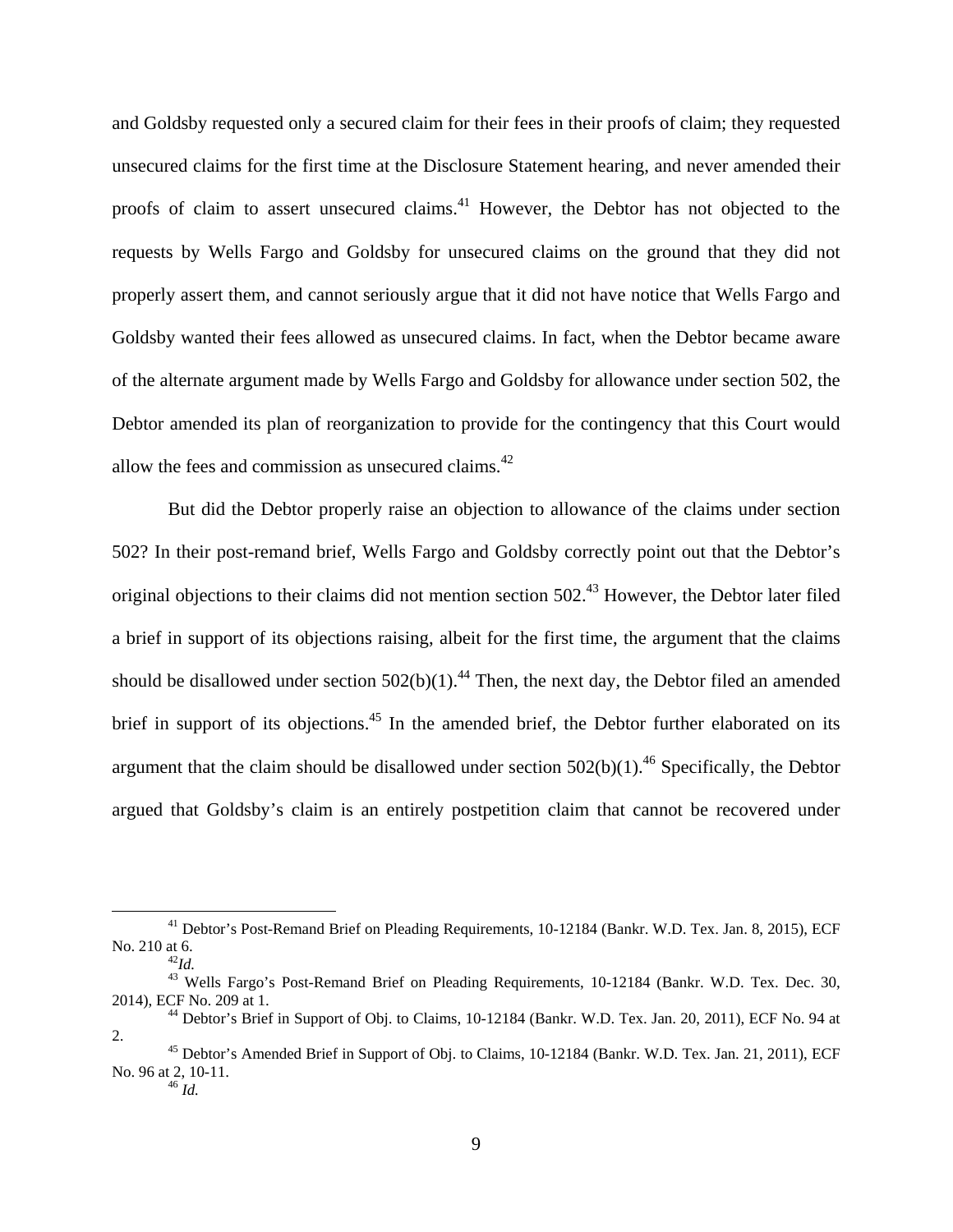and Goldsby requested only a secured claim for their fees in their proofs of claim; they requested unsecured claims for the first time at the Disclosure Statement hearing, and never amended their proofs of claim to assert unsecured claims.[41] However, the Debtor has not objected to the requests by Wells Fargo and Goldsby for unsecured claims on the ground that they did not properly assert them, and cannot seriously argue that it did not have notice that Wells Fargo and Goldsby wanted their fees allowed as unsecured claims. In fact, when the Debtor became aware of the alternate argument made by Wells Fargo and Goldsby for allowance under section 502, the Debtor amended its plan of reorganization to provide for the contingency that this Court would allow the fees and commission as unsecured claims.[42]

But did the Debtor properly raise an objection to allowance of the claims under section 502? In their post-remand brief, Wells Fargo and Goldsby correctly point out that the Debtor's original objections to their claims did not mention section 502.[43] However, the Debtor later filed a brief in support of its objections raising, albeit for the first time, the argument that the claims should be disallowed under section 502(b)(1).[44] Then, the next day, the Debtor filed an amended brief in support of its objections.[45] In the amended brief, the Debtor further elaborated on its argument that the claim should be disallowed under section 502(b)(1).[46] Specifically, the Debtor argued that Goldsby's claim is an entirely postpetition claim that cannot be recovered under

---

[41] Debtor's Post-Remand Brief on Pleading Requirements, 10-12184 (Bankr. W.D. Tex. Jan. 8, 2015), ECF No. 210 at 6.

[42] *Id.*

[43] Wells Fargo's Post-Remand Brief on Pleading Requirements, 10-12184 (Bankr. W.D. Tex. Dec. 30, 2014), ECF No. 209 at 1.

[44] Debtor's Brief in Support of Obj. to Claims, 10-12184 (Bankr. W.D. Tex. Jan. 20, 2011), ECF No. 94 at 2.

[45] Debtor's Amended Brief in Support of Obj. to Claims, 10-12184 (Bankr. W.D. Tex. Jan. 21, 2011), ECF No. 96 at 2, 10-11.

[46] *Id.*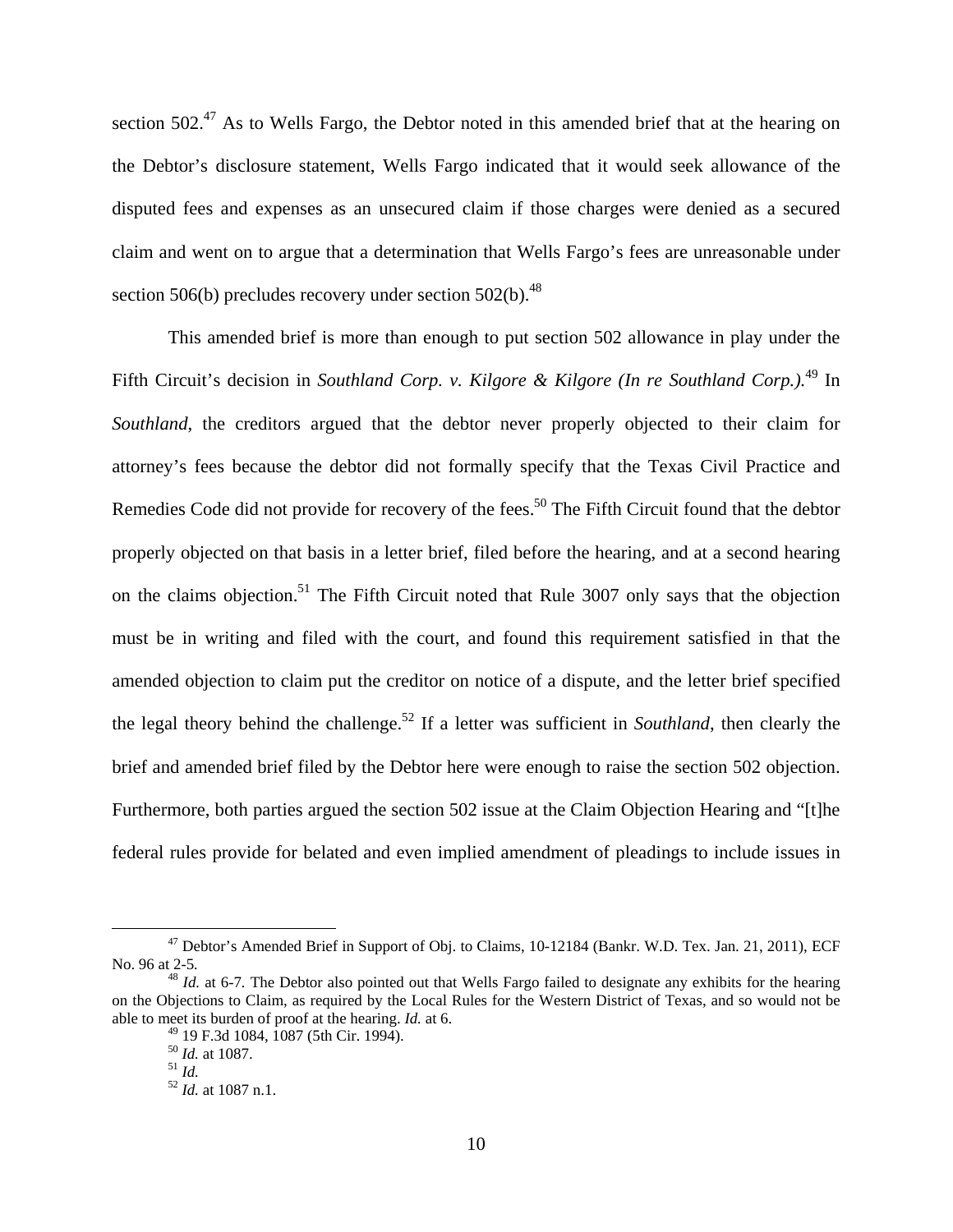section 502.[47] As to Wells Fargo, the Debtor noted in this amended brief that at the hearing on the Debtor's disclosure statement, Wells Fargo indicated that it would seek allowance of the disputed fees and expenses as an unsecured claim if those charges were denied as a secured claim and went on to argue that a determination that Wells Fargo's fees are unreasonable under section 506(b) precludes recovery under section 502(b).[48]

This amended brief is more than enough to put section 502 allowance in play under the Fifth Circuit's decision in *Southland Corp. v. Kilgore & Kilgore (In re Southland Corp.).*[49] In *Southland*, the creditors argued that the debtor never properly objected to their claim for attorney's fees because the debtor did not formally specify that the Texas Civil Practice and Remedies Code did not provide for recovery of the fees.[50] The Fifth Circuit found that the debtor properly objected on that basis in a letter brief, filed before the hearing, and at a second hearing on the claims objection.[51] The Fifth Circuit noted that Rule 3007 only says that the objection must be in writing and filed with the court, and found this requirement satisfied in that the amended objection to claim put the creditor on notice of a dispute, and the letter brief specified the legal theory behind the challenge.[52] If a letter was sufficient in *Southland*, then clearly the brief and amended brief filed by the Debtor here were enough to raise the section 502 objection. Furthermore, both parties argued the section 502 issue at the Claim Objection Hearing and "[t]he federal rules provide for belated and even implied amendment of pleadings to include issues in

---

[47] Debtor's Amended Brief in Support of Obj. to Claims, 10-12184 (Bankr. W.D. Tex. Jan. 21, 2011), ECF No. 96 at 2-5.

[48] *Id.* at 6-7. The Debtor also pointed out that Wells Fargo failed to designate any exhibits for the hearing on the Objections to Claim, as required by the Local Rules for the Western District of Texas, and so would not be able to meet its burden of proof at the hearing. *Id.* at 6.

[49] 19 F.3d 1084, 1087 (5th Cir. 1994).

[50] *Id.* at 1087.

[51] *Id.*

[52] *Id.* at 1087 n.1.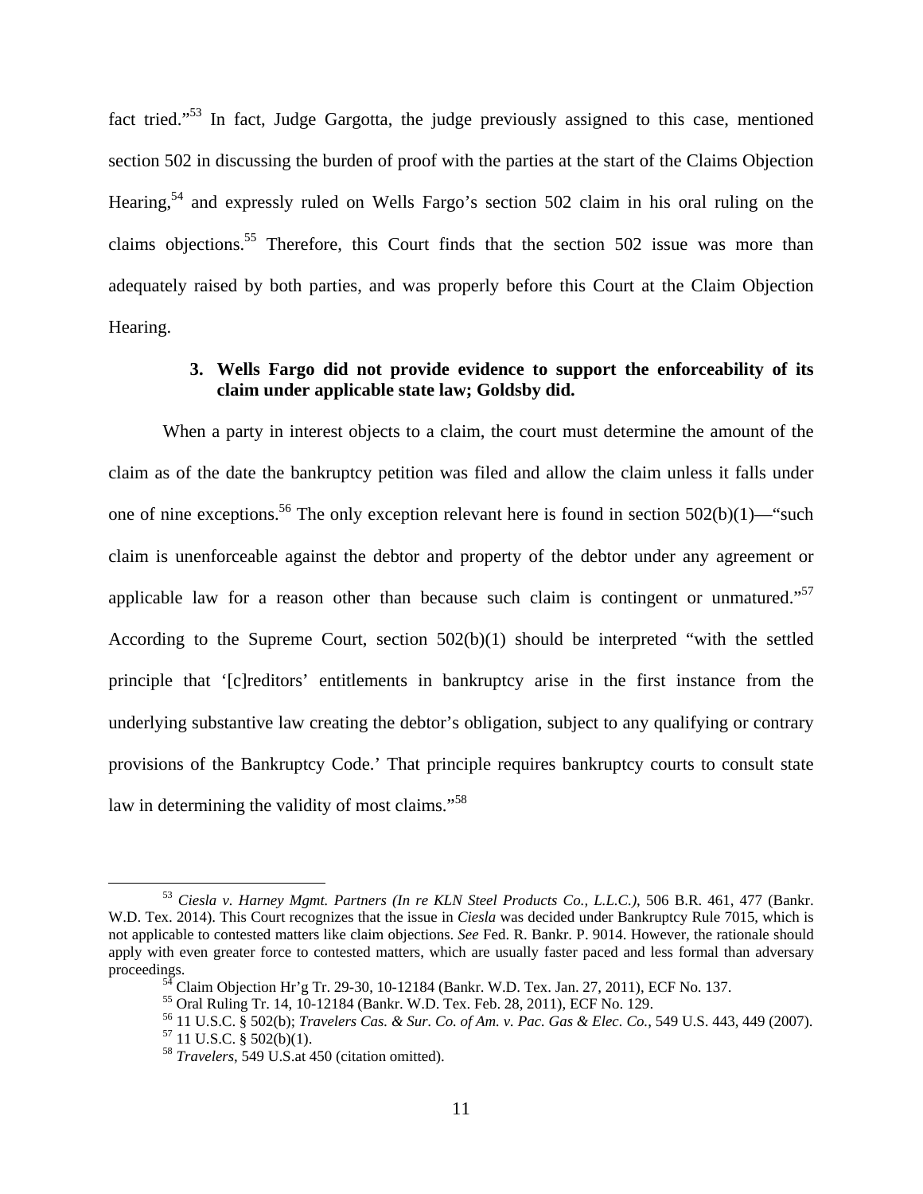fact tried."[53] In fact, Judge Gargotta, the judge previously assigned to this case, mentioned section 502 in discussing the burden of proof with the parties at the start of the Claims Objection Hearing,[54] and expressly ruled on Wells Fargo's section 502 claim in his oral ruling on the claims objections.[55] Therefore, this Court finds that the section 502 issue was more than adequately raised by both parties, and was properly before this Court at the Claim Objection Hearing.

### 3. Wells Fargo did not provide evidence to support the enforceability of its claim under applicable state law; Goldsby did.

When a party in interest objects to a claim, the court must determine the amount of the claim as of the date the bankruptcy petition was filed and allow the claim unless it falls under one of nine exceptions.[56] The only exception relevant here is found in section 502(b)(1)—"such claim is unenforceable against the debtor and property of the debtor under any agreement or applicable law for a reason other than because such claim is contingent or unmatured."[57] According to the Supreme Court, section 502(b)(1) should be interpreted "with the settled principle that '[c]reditors' entitlements in bankruptcy arise in the first instance from the underlying substantive law creating the debtor's obligation, subject to any qualifying or contrary provisions of the Bankruptcy Code.' That principle requires bankruptcy courts to consult state law in determining the validity of most claims."[58]

---

[53] *Ciesla v. Harney Mgmt. Partners (In re KLN Steel Products Co., L.L.C.)*, 506 B.R. 461, 477 (Bankr. W.D. Tex. 2014). This Court recognizes that the issue in *Ciesla* was decided under Bankruptcy Rule 7015, which is not applicable to contested matters like claim objections. *See* Fed. R. Bankr. P. 9014. However, the rationale should apply with even greater force to contested matters, which are usually faster paced and less formal than adversary proceedings.

[54] Claim Objection Hr'g Tr. 29-30, 10-12184 (Bankr. W.D. Tex. Jan. 27, 2011), ECF No. 137.

[55] Oral Ruling Tr. 14, 10-12184 (Bankr. W.D. Tex. Feb. 28, 2011), ECF No. 129.

[56] 11 U.S.C. § 502(b); *Travelers Cas. & Sur. Co. of Am. v. Pac. Gas & Elec. Co.*, 549 U.S. 443, 449 (2007).

[57] 11 U.S.C. § 502(b)(1).

[58] *Travelers*, 549 U.S.at 450 (citation omitted).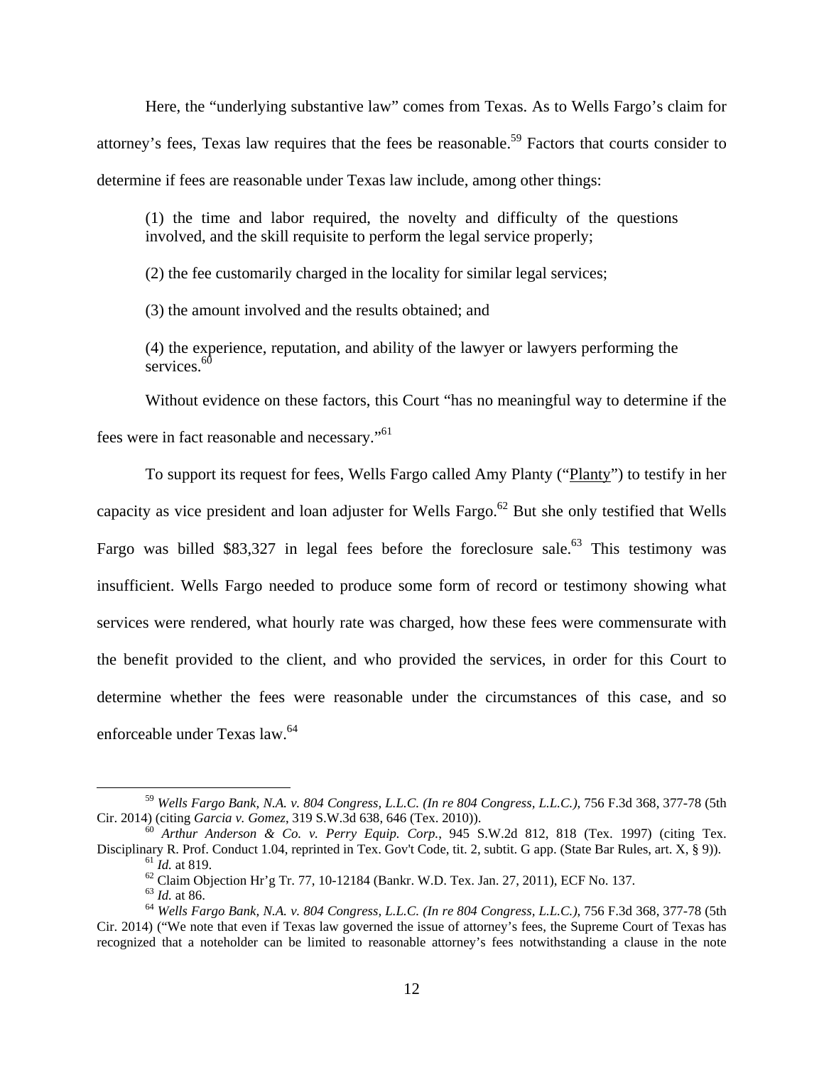Here, the "underlying substantive law" comes from Texas. As to Wells Fargo's claim for attorney's fees, Texas law requires that the fees be reasonable.[59] Factors that courts consider to determine if fees are reasonable under Texas law include, among other things:

> (1) the time and labor required, the novelty and difficulty of the questions involved, and the skill requisite to perform the legal service properly;
>
> (2) the fee customarily charged in the locality for similar legal services;
>
> (3) the amount involved and the results obtained; and
>
> (4) the experience, reputation, and ability of the lawyer or lawyers performing the services.[60]

Without evidence on these factors, this Court "has no meaningful way to determine if the fees were in fact reasonable and necessary."[61]

To support its request for fees, Wells Fargo called Amy Planty ("Planty") to testify in her capacity as vice president and loan adjuster for Wells Fargo.[62] But she only testified that Wells Fargo was billed $83,327 in legal fees before the foreclosure sale.[63] This testimony was insufficient. Wells Fargo needed to produce some form of record or testimony showing what services were rendered, what hourly rate was charged, how these fees were commensurate with the benefit provided to the client, and who provided the services, in order for this Court to determine whether the fees were reasonable under the circumstances of this case, and so enforceable under Texas law.[64]

---

[59] *Wells Fargo Bank, N.A. v. 804 Congress, L.L.C. (In re 804 Congress, L.L.C.)*, 756 F.3d 368, 377-78 (5th Cir. 2014) (citing *Garcia v. Gomez*, 319 S.W.3d 638, 646 (Tex. 2010)).

[60] *Arthur Anderson & Co. v. Perry Equip. Corp.*, 945 S.W.2d 812, 818 (Tex. 1997) (citing Tex. Disciplinary R. Prof. Conduct 1.04, reprinted in Tex. Gov't Code, tit. 2, subtit. G app. (State Bar Rules, art. X, § 9)).

[61] *Id.* at 819.

[62] Claim Objection Hr'g Tr. 77, 10-12184 (Bankr. W.D. Tex. Jan. 27, 2011), ECF No. 137.

[63] *Id.* at 86.

[64] *Wells Fargo Bank, N.A. v. 804 Congress, L.L.C. (In re 804 Congress, L.L.C.)*, 756 F.3d 368, 377-78 (5th Cir. 2014) ("We note that even if Texas law governed the issue of attorney's fees, the Supreme Court of Texas has recognized that a noteholder can be limited to reasonable attorney's fees notwithstanding a clause in the note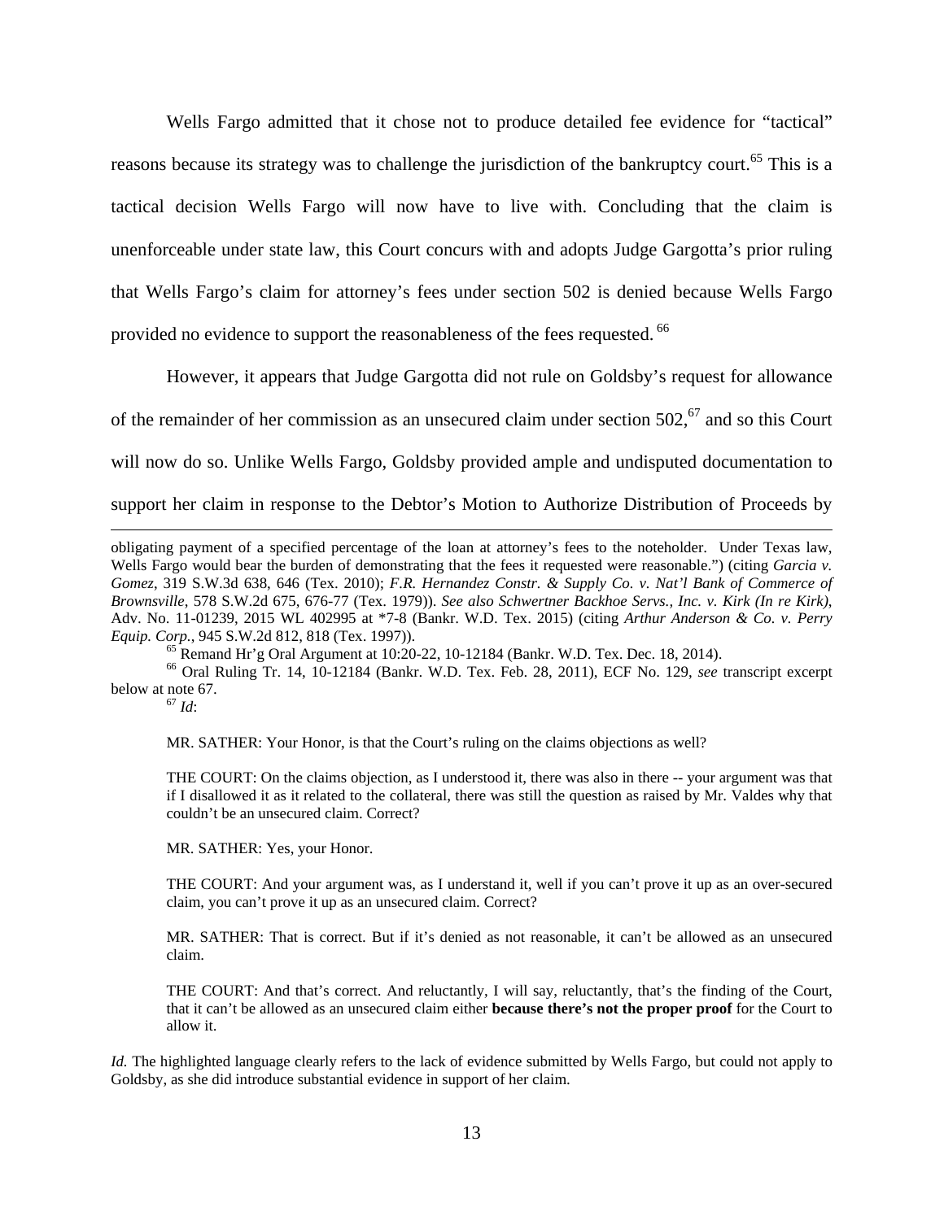Wells Fargo admitted that it chose not to produce detailed fee evidence for "tactical" reasons because its strategy was to challenge the jurisdiction of the bankruptcy court.[65] This is a tactical decision Wells Fargo will now have to live with. Concluding that the claim is unenforceable under state law, this Court concurs with and adopts Judge Gargotta's prior ruling that Wells Fargo's claim for attorney's fees under section 502 is denied because Wells Fargo provided no evidence to support the reasonableness of the fees requested.[66]

However, it appears that Judge Gargotta did not rule on Goldsby's request for allowance of the remainder of her commission as an unsecured claim under section 502,[67] and so this Court will now do so. Unlike Wells Fargo, Goldsby provided ample and undisputed documentation to support her claim in response to the Debtor's Motion to Authorize Distribution of Proceeds by

---

obligating payment of a specified percentage of the loan at attorney's fees to the noteholder. Under Texas law, Wells Fargo would bear the burden of demonstrating that the fees it requested were reasonable.") (citing *Garcia v. Gomez*, 319 S.W.3d 638, 646 (Tex. 2010); *F.R. Hernandez Constr. & Supply Co. v. Nat'l Bank of Commerce of Brownsville*, 578 S.W.2d 675, 676-77 (Tex. 1979)). *See also Schwertner Backhoe Servs., Inc. v. Kirk (In re Kirk)*, Adv. No. 11-01239, 2015 WL 402995 at *7-8 (Bankr. W.D. Tex. 2015) (citing *Arthur Anderson & Co. v. Perry Equip. Corp.*, 945 S.W.2d 812, 818 (Tex. 1997)).

[65] Remand Hr'g Oral Argument at 10:20-22, 10-12184 (Bankr. W.D. Tex. Dec. 18, 2014).

[66] Oral Ruling Tr. 14, 10-12184 (Bankr. W.D. Tex. Feb. 28, 2011), ECF No. 129, *see* transcript excerpt below at note 67.

[67] *Id*:

> MR. SATHER: Your Honor, is that the Court's ruling on the claims objections as well?
>
> THE COURT: On the claims objection, as I understood it, there was also in there -- your argument was that if I disallowed it as it related to the collateral, there was still the question as raised by Mr. Valdes why that couldn't be an unsecured claim. Correct?
>
> MR. SATHER: Yes, your Honor.
>
> THE COURT: And your argument was, as I understand it, well if you can't prove it up as an over-secured claim, you can't prove it up as an unsecured claim. Correct?
>
> MR. SATHER: That is correct. But if it's denied as not reasonable, it can't be allowed as an unsecured claim.
>
> THE COURT: And that's correct. And reluctantly, I will say, reluctantly, that's the finding of the Court, that it can't be allowed as an unsecured claim either **because there's not the proper proof** for the Court to allow it.

*Id.* The highlighted language clearly refers to the lack of evidence submitted by Wells Fargo, but could not apply to Goldsby, as she did introduce substantial evidence in support of her claim.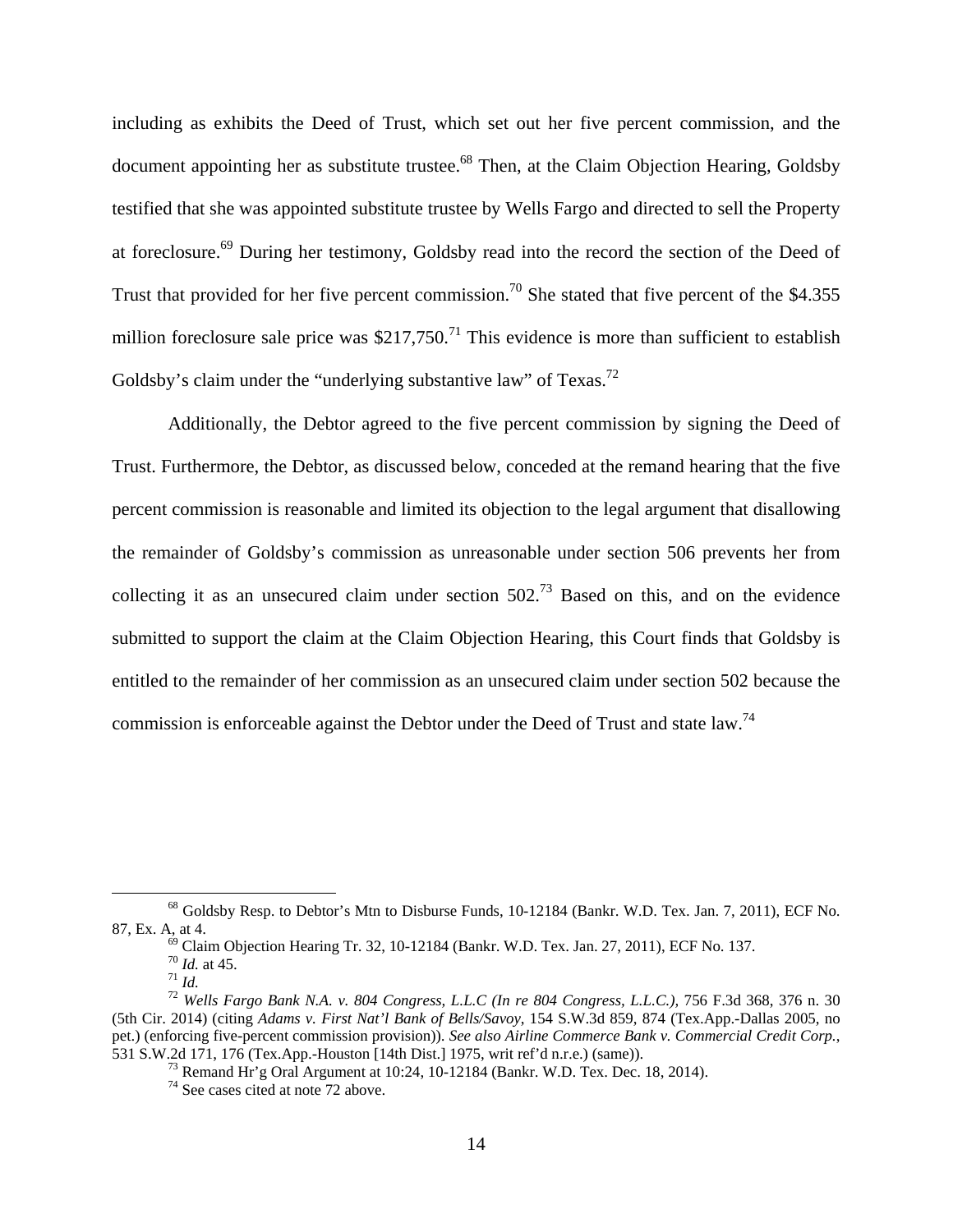including as exhibits the Deed of Trust, which set out her five percent commission, and the document appointing her as substitute trustee.[68] Then, at the Claim Objection Hearing, Goldsby testified that she was appointed substitute trustee by Wells Fargo and directed to sell the Property at foreclosure.[69] During her testimony, Goldsby read into the record the section of the Deed of Trust that provided for her five percent commission.[70] She stated that five percent of the $4.355 million foreclosure sale price was $217,750.[71] This evidence is more than sufficient to establish Goldsby's claim under the "underlying substantive law" of Texas.[72]

Additionally, the Debtor agreed to the five percent commission by signing the Deed of Trust. Furthermore, the Debtor, as discussed below, conceded at the remand hearing that the five percent commission is reasonable and limited its objection to the legal argument that disallowing the remainder of Goldsby's commission as unreasonable under section 506 prevents her from collecting it as an unsecured claim under section 502.[73] Based on this, and on the evidence submitted to support the claim at the Claim Objection Hearing, this Court finds that Goldsby is entitled to the remainder of her commission as an unsecured claim under section 502 because the commission is enforceable against the Debtor under the Deed of Trust and state law.[74]

---

[68] Goldsby Resp. to Debtor's Mtn to Disburse Funds, 10-12184 (Bankr. W.D. Tex. Jan. 7, 2011), ECF No. 87, Ex. A, at 4.

[69] Claim Objection Hearing Tr. 32, 10-12184 (Bankr. W.D. Tex. Jan. 27, 2011), ECF No. 137.

[70] *Id.* at 45.

[71] *Id.*

[72] *Wells Fargo Bank N.A. v. 804 Congress, L.L.C (In re 804 Congress, L.L.C.)*, 756 F.3d 368, 376 n. 30 (5th Cir. 2014) (citing *Adams v. First Nat'l Bank of Bells/Savoy*, 154 S.W.3d 859, 874 (Tex.App.-Dallas 2005, no pet.) (enforcing five-percent commission provision)). *See also Airline Commerce Bank v. Commercial Credit Corp.*, 531 S.W.2d 171, 176 (Tex.App.-Houston [14th Dist.] 1975, writ ref'd n.r.e.) (same)).

[73] Remand Hr'g Oral Argument at 10:24, 10-12184 (Bankr. W.D. Tex. Dec. 18, 2014).

[74] See cases cited at note 72 above.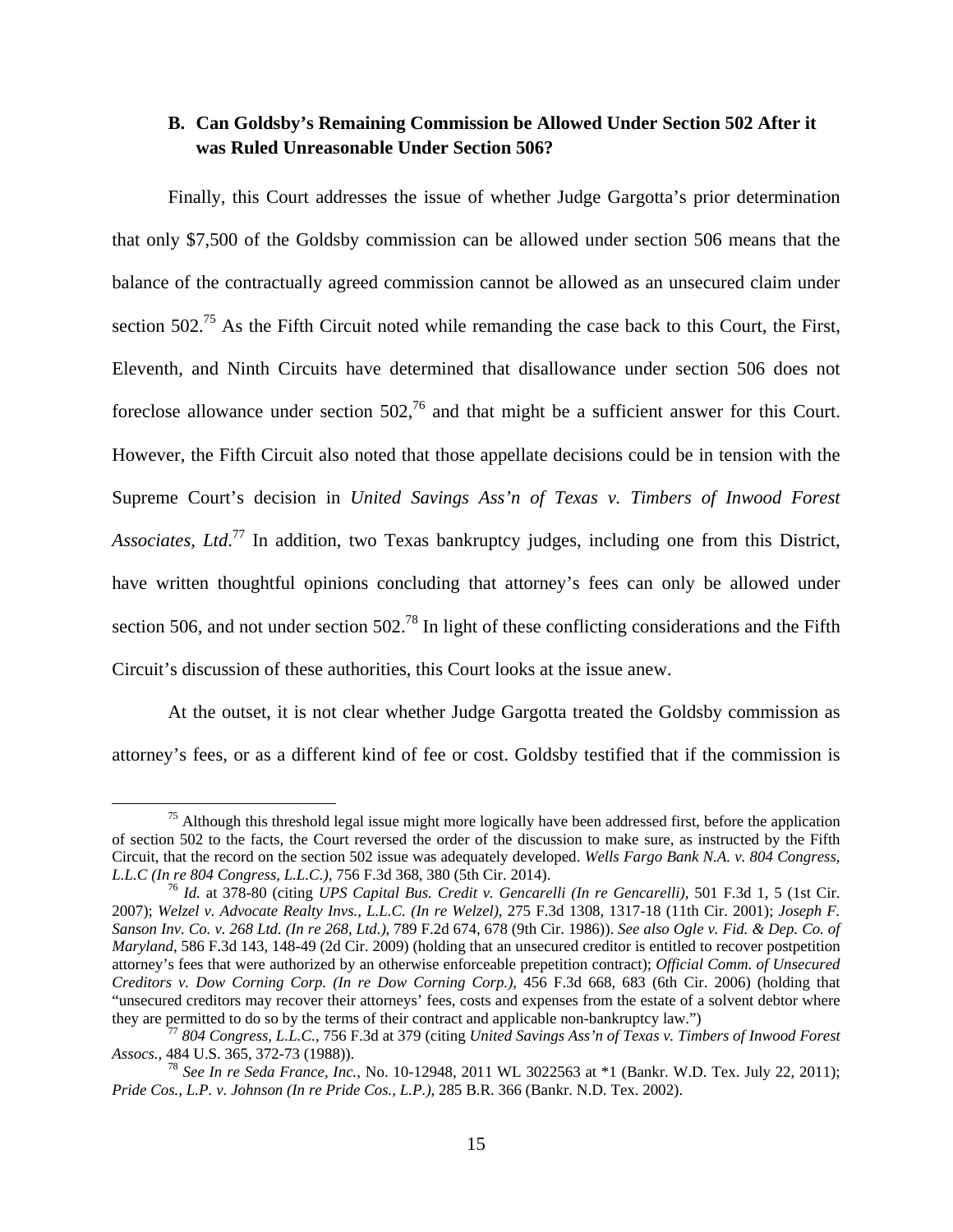### B. Can Goldsby's Remaining Commission be Allowed Under Section 502 After it was Ruled Unreasonable Under Section 506?

Finally, this Court addresses the issue of whether Judge Gargotta's prior determination that only $7,500 of the Goldsby commission can be allowed under section 506 means that the balance of the contractually agreed commission cannot be allowed as an unsecured claim under section 502.[75] As the Fifth Circuit noted while remanding the case back to this Court, the First, Eleventh, and Ninth Circuits have determined that disallowance under section 506 does not foreclose allowance under section 502,[76] and that might be a sufficient answer for this Court. However, the Fifth Circuit also noted that those appellate decisions could be in tension with the Supreme Court's decision in *United Savings Ass'n of Texas v. Timbers of Inwood Forest Associates, Ltd.*[77] In addition, two Texas bankruptcy judges, including one from this District, have written thoughtful opinions concluding that attorney's fees can only be allowed under section 506, and not under section 502.[78] In light of these conflicting considerations and the Fifth Circuit's discussion of these authorities, this Court looks at the issue anew.

At the outset, it is not clear whether Judge Gargotta treated the Goldsby commission as attorney's fees, or as a different kind of fee or cost. Goldsby testified that if the commission is

---

[75] Although this threshold legal issue might more logically have been addressed first, before the application of section 502 to the facts, the Court reversed the order of the discussion to make sure, as instructed by the Fifth Circuit, that the record on the section 502 issue was adequately developed. *Wells Fargo Bank N.A. v. 804 Congress, L.L.C (In re 804 Congress, L.L.C.)*, 756 F.3d 368, 380 (5th Cir. 2014).

[76] *Id.* at 378-80 (citing *UPS Capital Bus. Credit v. Gencarelli (In re Gencarelli)*, 501 F.3d 1, 5 (1st Cir. 2007); *Welzel v. Advocate Realty Invs., L.L.C. (In re Welzel)*, 275 F.3d 1308, 1317-18 (11th Cir. 2001); *Joseph F. Sanson Inv. Co. v. 268 Ltd. (In re 268, Ltd.)*, 789 F.2d 674, 678 (9th Cir. 1986)). *See also Ogle v. Fid. & Dep. Co. of Maryland*, 586 F.3d 143, 148-49 (2d Cir. 2009) (holding that an unsecured creditor is entitled to recover postpetition attorney's fees that were authorized by an otherwise enforceable prepetition contract); *Official Comm. of Unsecured Creditors v. Dow Corning Corp. (In re Dow Corning Corp.)*, 456 F.3d 668, 683 (6th Cir. 2006) (holding that "unsecured creditors may recover their attorneys' fees, costs and expenses from the estate of a solvent debtor where they are permitted to do so by the terms of their contract and applicable non-bankruptcy law.")

[77] *804 Congress, L.L.C.*, 756 F.3d at 379 (citing *United Savings Ass'n of Texas v. Timbers of Inwood Forest Assocs.*, 484 U.S. 365, 372-73 (1988)).

[78] *See In re Seda France, Inc.*, No. 10-12948, 2011 WL 3022563 at *1 (Bankr. W.D. Tex. July 22, 2011); *Pride Cos., L.P. v. Johnson (In re Pride Cos., L.P.)*, 285 B.R. 366 (Bankr. N.D. Tex. 2002).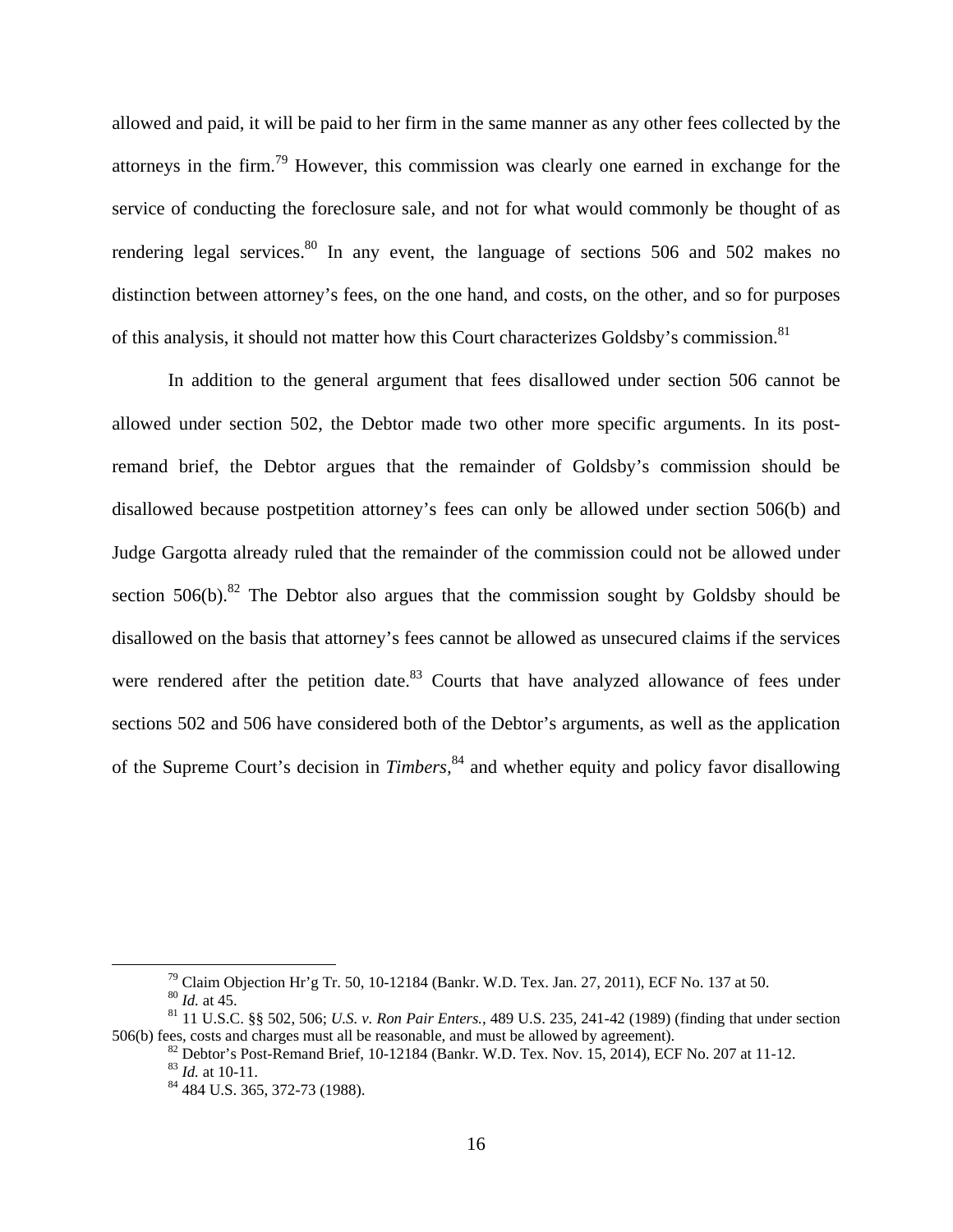allowed and paid, it will be paid to her firm in the same manner as any other fees collected by the attorneys in the firm.[79] However, this commission was clearly one earned in exchange for the service of conducting the foreclosure sale, and not for what would commonly be thought of as rendering legal services.[80] In any event, the language of sections 506 and 502 makes no distinction between attorney's fees, on the one hand, and costs, on the other, and so for purposes of this analysis, it should not matter how this Court characterizes Goldsby's commission.[81]

In addition to the general argument that fees disallowed under section 506 cannot be allowed under section 502, the Debtor made two other more specific arguments. In its post-remand brief, the Debtor argues that the remainder of Goldsby's commission should be disallowed because postpetition attorney's fees can only be allowed under section 506(b) and Judge Gargotta already ruled that the remainder of the commission could not be allowed under section 506(b).[82] The Debtor also argues that the commission sought by Goldsby should be disallowed on the basis that attorney's fees cannot be allowed as unsecured claims if the services were rendered after the petition date.[83] Courts that have analyzed allowance of fees under sections 502 and 506 have considered both of the Debtor's arguments, as well as the application of the Supreme Court's decision in *Timbers*,[84] and whether equity and policy favor disallowing

---

[79] Claim Objection Hr'g Tr. 50, 10-12184 (Bankr. W.D. Tex. Jan. 27, 2011), ECF No. 137 at 50.

[80] *Id.* at 45.

[81] 11 U.S.C. §§ 502, 506; *U.S. v. Ron Pair Enters.*, 489 U.S. 235, 241-42 (1989) (finding that under section 506(b) fees, costs and charges must all be reasonable, and must be allowed by agreement).

[82] Debtor's Post-Remand Brief, 10-12184 (Bankr. W.D. Tex. Nov. 15, 2014), ECF No. 207 at 11-12.

[83] *Id.* at 10-11.

[84] 484 U.S. 365, 372-73 (1988).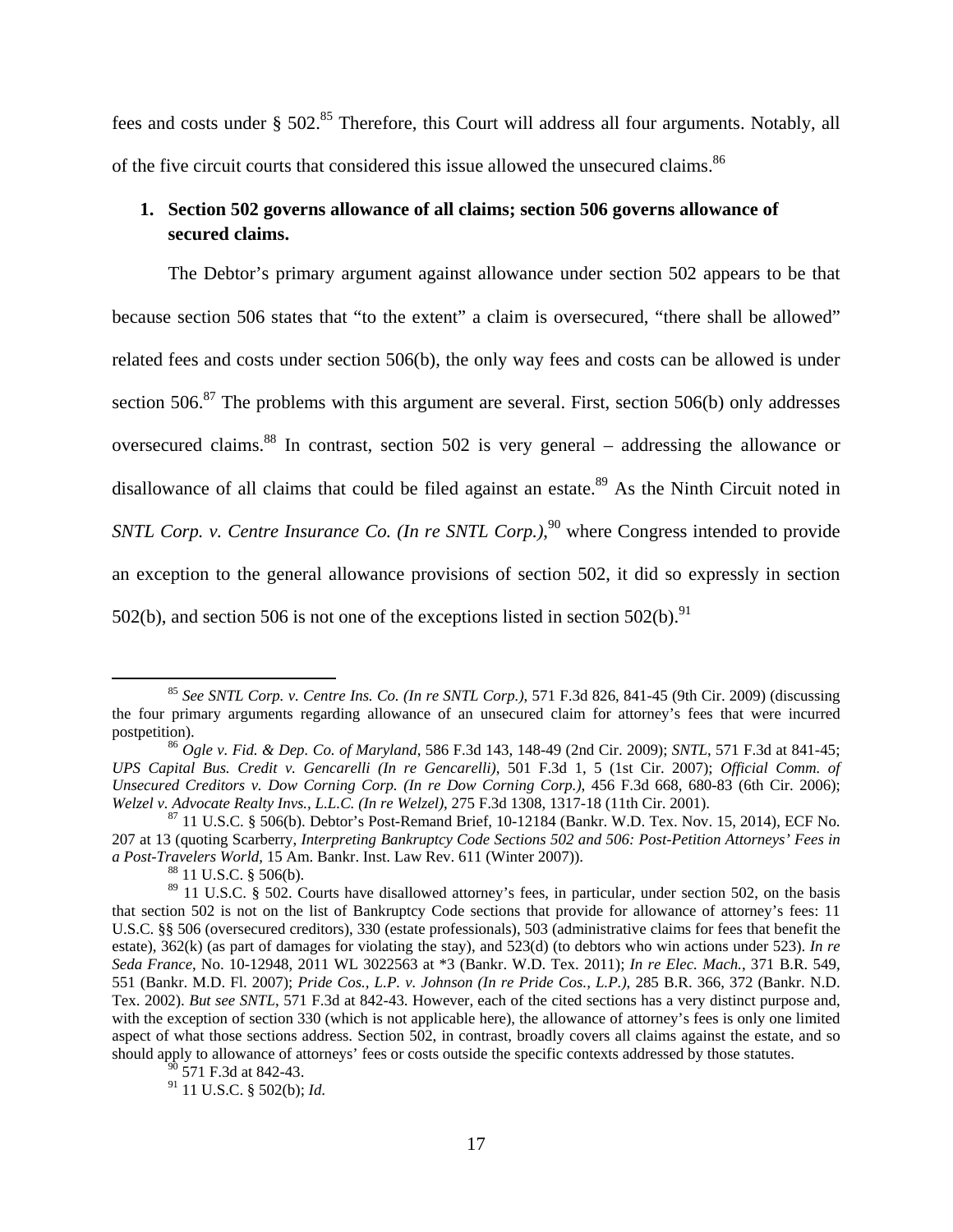fees and costs under § 502.[85] Therefore, this Court will address all four arguments. Notably, all of the five circuit courts that considered this issue allowed the unsecured claims.[86]

**1. Section 502 governs allowance of all claims; section 506 governs allowance of secured claims.**

The Debtor's primary argument against allowance under section 502 appears to be that because section 506 states that "to the extent" a claim is oversecured, "there shall be allowed" related fees and costs under section 506(b), the only way fees and costs can be allowed is under section 506.[87] The problems with this argument are several. First, section 506(b) only addresses oversecured claims.[88] In contrast, section 502 is very general – addressing the allowance or disallowance of all claims that could be filed against an estate.[89] As the Ninth Circuit noted in *SNTL Corp. v. Centre Insurance Co. (In re SNTL Corp.)*,[90] where Congress intended to provide an exception to the general allowance provisions of section 502, it did so expressly in section 502(b), and section 506 is not one of the exceptions listed in section 502(b).[91]

---

[85] *See SNTL Corp. v. Centre Ins. Co. (In re SNTL Corp.)*, 571 F.3d 826, 841-45 (9th Cir. 2009) (discussing the four primary arguments regarding allowance of an unsecured claim for attorney's fees that were incurred postpetition).

[86] *Ogle v. Fid. & Dep. Co. of Maryland*, 586 F.3d 143, 148-49 (2nd Cir. 2009); *SNTL*, 571 F.3d at 841-45; *UPS Capital Bus. Credit v. Gencarelli (In re Gencarelli)*, 501 F.3d 1, 5 (1st Cir. 2007); *Official Comm. of Unsecured Creditors v. Dow Corning Corp. (In re Dow Corning Corp.)*, 456 F.3d 668, 680-83 (6th Cir. 2006); *Welzel v. Advocate Realty Invs., L.L.C. (In re Welzel)*, 275 F.3d 1308, 1317-18 (11th Cir. 2001).

[87] 11 U.S.C. § 506(b). Debtor's Post-Remand Brief, 10-12184 (Bankr. W.D. Tex. Nov. 15, 2014), ECF No. 207 at 13 (quoting Scarberry, *Interpreting Bankruptcy Code Sections 502 and 506: Post-Petition Attorneys' Fees in a Post-Travelers World*, 15 Am. Bankr. Inst. Law Rev. 611 (Winter 2007)).

[88] 11 U.S.C. § 506(b).

[89] 11 U.S.C. § 502. Courts have disallowed attorney's fees, in particular, under section 502, on the basis that section 502 is not on the list of Bankruptcy Code sections that provide for allowance of attorney's fees: 11 U.S.C. §§ 506 (oversecured creditors), 330 (estate professionals), 503 (administrative claims for fees that benefit the estate), 362(k) (as part of damages for violating the stay), and 523(d) (to debtors who win actions under 523). *In re Seda France*, No. 10-12948, 2011 WL 3022563 at *3 (Bankr. W.D. Tex. 2011); *In re Elec. Mach.*, 371 B.R. 549, 551 (Bankr. M.D. Fl. 2007); *Pride Cos., L.P. v. Johnson (In re Pride Cos., L.P.)*, 285 B.R. 366, 372 (Bankr. N.D. Tex. 2002). *But see SNTL*, 571 F.3d at 842-43. However, each of the cited sections has a very distinct purpose and, with the exception of section 330 (which is not applicable here), the allowance of attorney's fees is only one limited aspect of what those sections address. Section 502, in contrast, broadly covers all claims against the estate, and so should apply to allowance of attorneys' fees or costs outside the specific contexts addressed by those statutes.

[90] 571 F.3d at 842-43.

[91] 11 U.S.C. § 502(b); *Id.*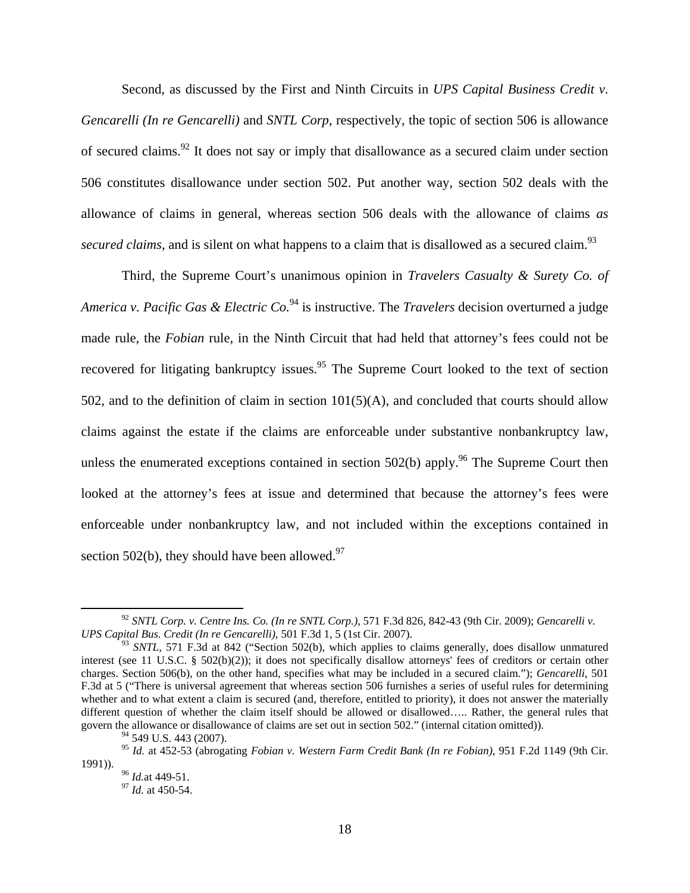Second, as discussed by the First and Ninth Circuits in *UPS Capital Business Credit v. Gencarelli (In re Gencarelli)* and *SNTL Corp*, respectively, the topic of section 506 is allowance of secured claims.[92] It does not say or imply that disallowance as a secured claim under section 506 constitutes disallowance under section 502. Put another way, section 502 deals with the allowance of claims in general, whereas section 506 deals with the allowance of claims *as secured claims*, and is silent on what happens to a claim that is disallowed as a secured claim.[93]

Third, the Supreme Court's unanimous opinion in *Travelers Casualty & Surety Co. of America v. Pacific Gas & Electric Co.*[94] is instructive. The *Travelers* decision overturned a judge made rule, the *Fobian* rule, in the Ninth Circuit that had held that attorney's fees could not be recovered for litigating bankruptcy issues.[95] The Supreme Court looked to the text of section 502, and to the definition of claim in section 101(5)(A), and concluded that courts should allow claims against the estate if the claims are enforceable under substantive nonbankruptcy law, unless the enumerated exceptions contained in section 502(b) apply.[96] The Supreme Court then looked at the attorney's fees at issue and determined that because the attorney's fees were enforceable under nonbankruptcy law, and not included within the exceptions contained in section 502(b), they should have been allowed.[97]

---

[92] *SNTL Corp. v. Centre Ins. Co. (In re SNTL Corp.)*, 571 F.3d 826, 842-43 (9th Cir. 2009); *Gencarelli v. UPS Capital Bus. Credit (In re Gencarelli)*, 501 F.3d 1, 5 (1st Cir. 2007).

[93] *SNTL*, 571 F.3d at 842 ("Section 502(b), which applies to claims generally, does disallow unmatured interest (see 11 U.S.C. § 502(b)(2)); it does not specifically disallow attorneys' fees of creditors or certain other charges. Section 506(b), on the other hand, specifies what may be included in a secured claim."); *Gencarelli*, 501 F.3d at 5 ("There is universal agreement that whereas section 506 furnishes a series of useful rules for determining whether and to what extent a claim is secured (and, therefore, entitled to priority), it does not answer the materially different question of whether the claim itself should be allowed or disallowed….. Rather, the general rules that govern the allowance or disallowance of claims are set out in section 502." (internal citation omitted)).

[94] 549 U.S. 443 (2007).

[95] *Id.* at 452-53 (abrogating *Fobian v. Western Farm Credit Bank (In re Fobian)*, 951 F.2d 1149 (9th Cir. 1991)).

[96] *Id.*at 449-51.

[97] *Id.* at 450-54.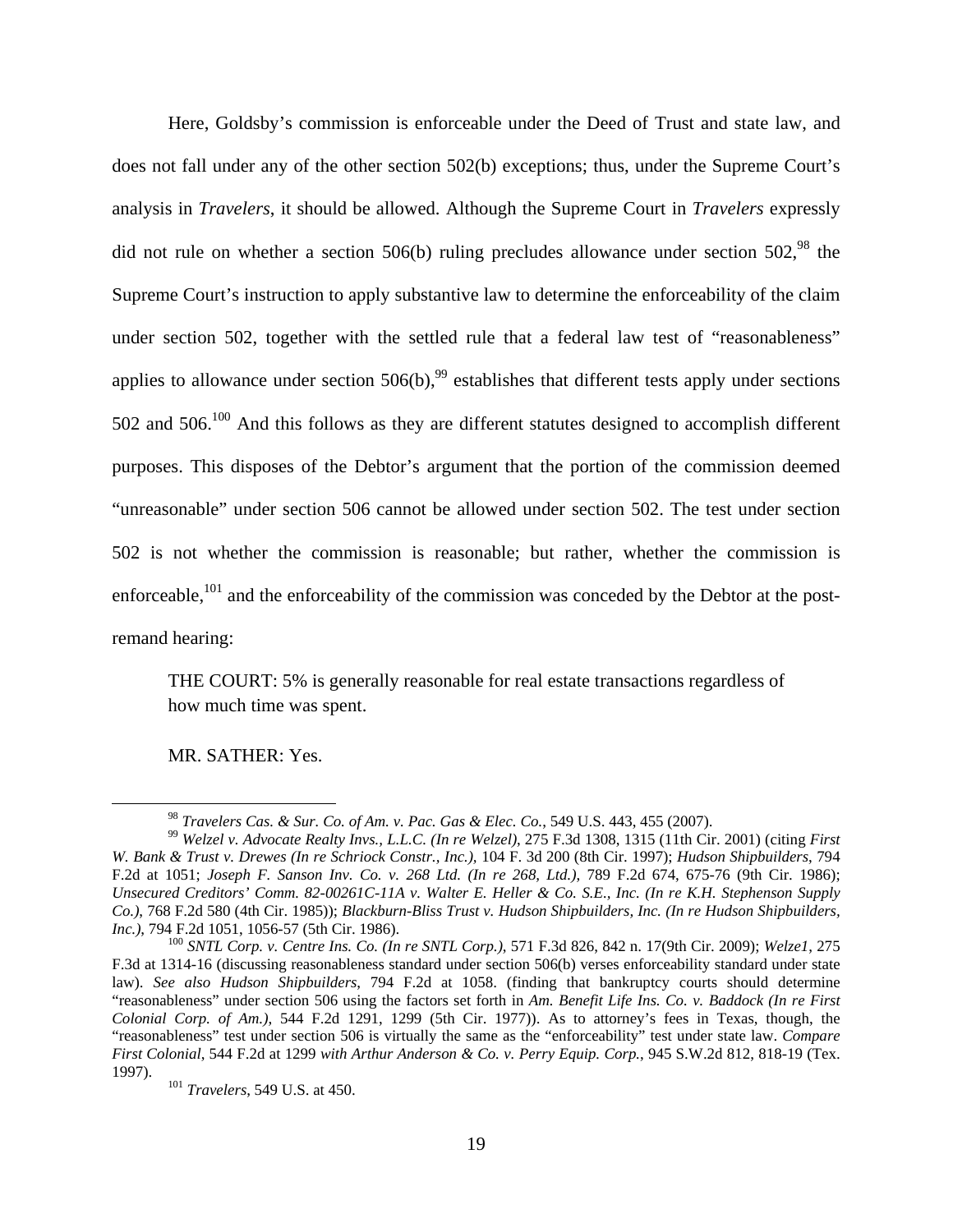Here, Goldsby's commission is enforceable under the Deed of Trust and state law, and does not fall under any of the other section 502(b) exceptions; thus, under the Supreme Court's analysis in *Travelers*, it should be allowed. Although the Supreme Court in *Travelers* expressly did not rule on whether a section 506(b) ruling precludes allowance under section 502,[98] the Supreme Court's instruction to apply substantive law to determine the enforceability of the claim under section 502, together with the settled rule that a federal law test of "reasonableness" applies to allowance under section 506(b),[99] establishes that different tests apply under sections 502 and 506.[100] And this follows as they are different statutes designed to accomplish different purposes. This disposes of the Debtor's argument that the portion of the commission deemed "unreasonable" under section 506 cannot be allowed under section 502. The test under section 502 is not whether the commission is reasonable; but rather, whether the commission is enforceable,[101] and the enforceability of the commission was conceded by the Debtor at the post-remand hearing:

> THE COURT: 5% is generally reasonable for real estate transactions regardless of how much time was spent.
>
> MR. SATHER: Yes.

---

[98] *Travelers Cas. & Sur. Co. of Am. v. Pac. Gas & Elec. Co.*, 549 U.S. 443, 455 (2007).

[99] *Welzel v. Advocate Realty Invs., L.L.C. (In re Welzel)*, 275 F.3d 1308, 1315 (11th Cir. 2001) (citing *First W. Bank & Trust v. Drewes (In re Schriock Constr., Inc.)*, 104 F. 3d 200 (8th Cir. 1997); *Hudson Shipbuilders*, 794 F.2d at 1051; *Joseph F. Sanson Inv. Co. v. 268 Ltd. (In re 268, Ltd.)*, 789 F.2d 674, 675-76 (9th Cir. 1986); *Unsecured Creditors' Comm. 82-00261C-11A v. Walter E. Heller & Co. S.E., Inc. (In re K.H. Stephenson Supply Co.)*, 768 F.2d 580 (4th Cir. 1985)); *Blackburn-Bliss Trust v. Hudson Shipbuilders, Inc. (In re Hudson Shipbuilders, Inc.)*, 794 F.2d 1051, 1056-57 (5th Cir. 1986).

[100] *SNTL Corp. v. Centre Ins. Co. (In re SNTL Corp.)*, 571 F.3d 826, 842 n. 17(9th Cir. 2009); *Welze1*, 275 F.3d at 1314-16 (discussing reasonableness standard under section 506(b) verses enforceability standard under state law). *See also Hudson Shipbuilders*, 794 F.2d at 1058. (finding that bankruptcy courts should determine "reasonableness" under section 506 using the factors set forth in *Am. Benefit Life Ins. Co. v. Baddock (In re First Colonial Corp. of Am.)*, 544 F.2d 1291, 1299 (5th Cir. 1977)). As to attorney's fees in Texas, though, the "reasonableness" test under section 506 is virtually the same as the "enforceability" test under state law. *Compare First Colonial*, 544 F.2d at 1299 *with Arthur Anderson & Co. v. Perry Equip. Corp.*, 945 S.W.2d 812, 818-19 (Tex. 1997).

[101] *Travelers*, 549 U.S. at 450.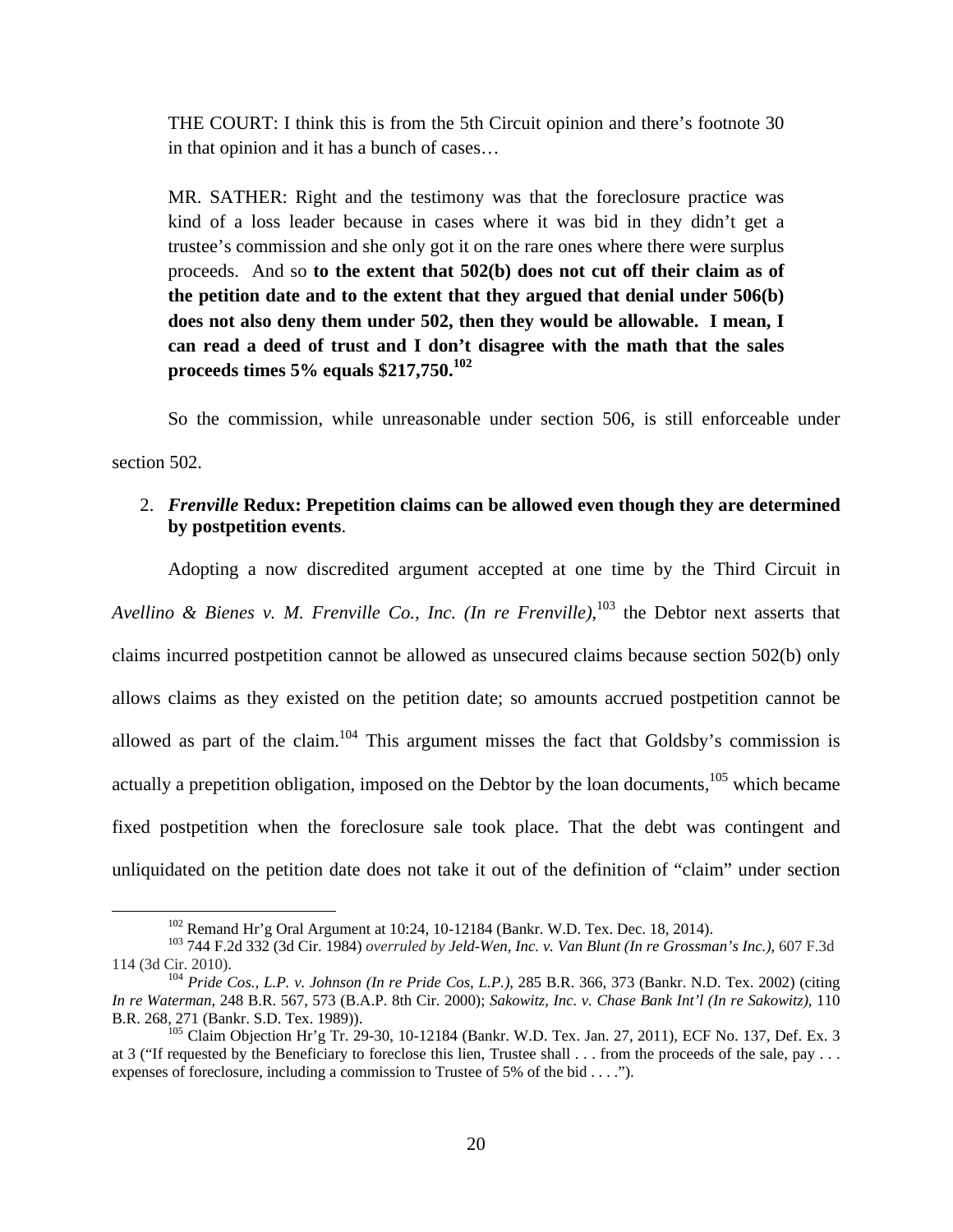THE COURT: I think this is from the 5th Circuit opinion and there's footnote 30 in that opinion and it has a bunch of cases…

MR. SATHER: Right and the testimony was that the foreclosure practice was kind of a loss leader because in cases where it was bid in they didn't get a trustee's commission and she only got it on the rare ones where there were surplus proceeds. And so **to the extent that 502(b) does not cut off their claim as of the petition date and to the extent that they argued that denial under 506(b) does not also deny them under 502, then they would be allowable. I mean, I can read a deed of trust and I don't disagree with the math that the sales proceeds times 5% equals $217,750.**[102]

So the commission, while unreasonable under section 506, is still enforceable under section 502.

2. ***Frenville* Redux: Prepetition claims can be allowed even though they are determined by postpetition events**.

Adopting a now discredited argument accepted at one time by the Third Circuit in *Avellino & Bienes v. M. Frenville Co., Inc. (In re Frenville)*,[103] the Debtor next asserts that claims incurred postpetition cannot be allowed as unsecured claims because section 502(b) only allows claims as they existed on the petition date; so amounts accrued postpetition cannot be allowed as part of the claim.[104] This argument misses the fact that Goldsby's commission is actually a prepetition obligation, imposed on the Debtor by the loan documents,[105] which became fixed postpetition when the foreclosure sale took place. That the debt was contingent and unliquidated on the petition date does not take it out of the definition of "claim" under section

---

[102] Remand Hr'g Oral Argument at 10:24, 10-12184 (Bankr. W.D. Tex. Dec. 18, 2014).

[103] 744 F.2d 332 (3d Cir. 1984) *overruled by Jeld-Wen, Inc. v. Van Blunt (In re Grossman's Inc.)*, 607 F.3d 114 (3d Cir. 2010).

[104] *Pride Cos., L.P. v. Johnson (In re Pride Cos, L.P.)*, 285 B.R. 366, 373 (Bankr. N.D. Tex. 2002) (citing *In re Waterman*, 248 B.R. 567, 573 (B.A.P. 8th Cir. 2000); *Sakowitz, Inc. v. Chase Bank Int'l (In re Sakowitz)*, 110 B.R. 268, 271 (Bankr. S.D. Tex. 1989)).

[105] Claim Objection Hr'g Tr. 29-30, 10-12184 (Bankr. W.D. Tex. Jan. 27, 2011), ECF No. 137, Def. Ex. 3 at 3 ("If requested by the Beneficiary to foreclose this lien, Trustee shall . . . from the proceeds of the sale, pay . . . expenses of foreclosure, including a commission to Trustee of 5% of the bid . . . .").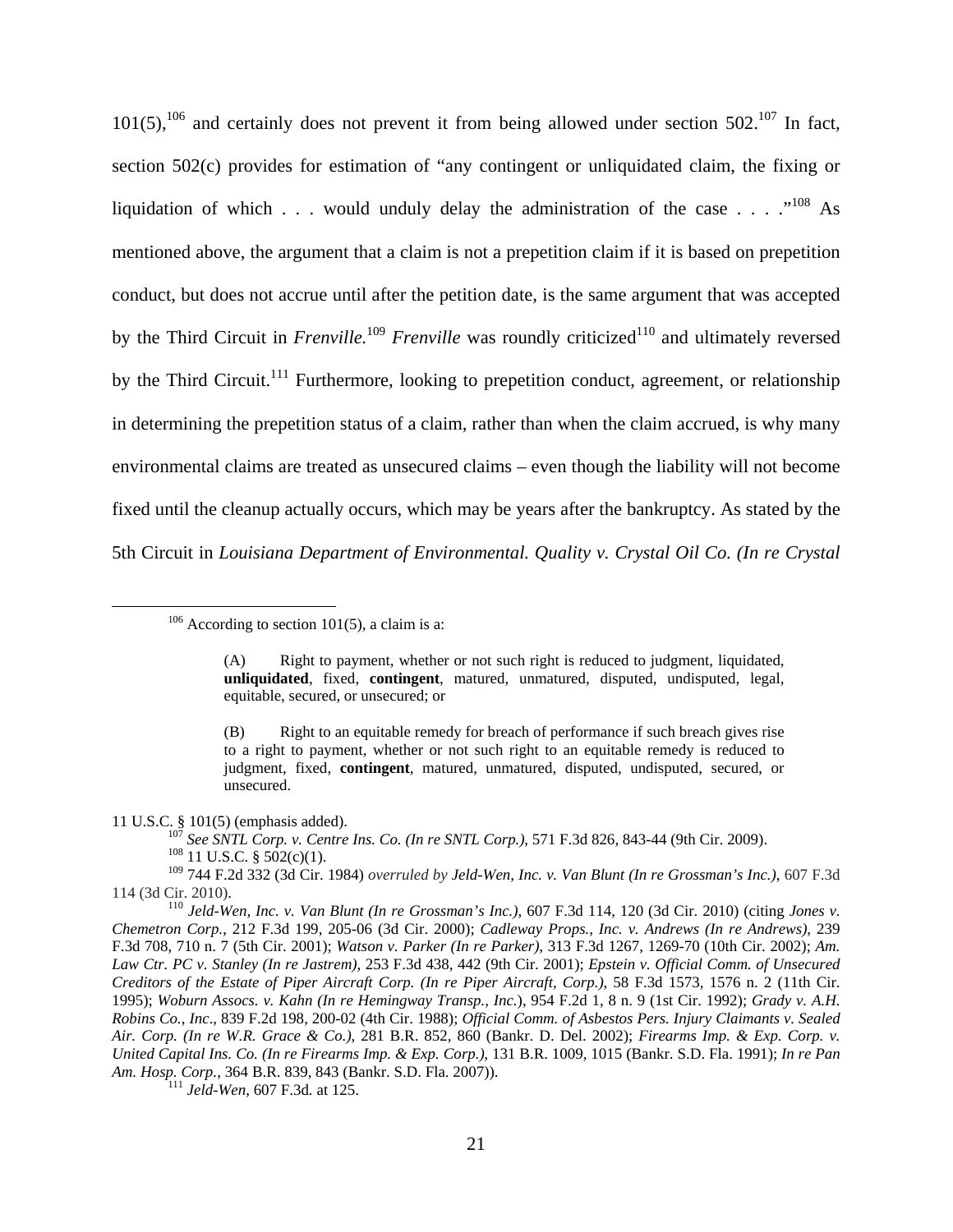101(5),[106] and certainly does not prevent it from being allowed under section 502.[107] In fact, section 502(c) provides for estimation of "any contingent or unliquidated claim, the fixing or liquidation of which . . . would unduly delay the administration of the case . . . ."[108] As mentioned above, the argument that a claim is not a prepetition claim if it is based on prepetition conduct, but does not accrue until after the petition date, is the same argument that was accepted by the Third Circuit in *Frenville.*[109] *Frenville* was roundly criticized[110] and ultimately reversed by the Third Circuit.[111] Furthermore, looking to prepetition conduct, agreement, or relationship in determining the prepetition status of a claim, rather than when the claim accrued, is why many environmental claims are treated as unsecured claims – even though the liability will not become fixed until the cleanup actually occurs, which may be years after the bankruptcy. As stated by the 5th Circuit in *Louisiana Department of Environmental. Quality v. Crystal Oil Co. (In re Crystal*

---

[106] According to section 101(5), a claim is a:

> (A) Right to payment, whether or not such right is reduced to judgment, liquidated, **unliquidated**, fixed, **contingent**, matured, unmatured, disputed, undisputed, legal, equitable, secured, or unsecured; or
>
> (B) Right to an equitable remedy for breach of performance if such breach gives rise to a right to payment, whether or not such right to an equitable remedy is reduced to judgment, fixed, **contingent**, matured, unmatured, disputed, undisputed, secured, or unsecured.

11 U.S.C. § 101(5) (emphasis added).

[107] *See SNTL Corp. v. Centre Ins. Co. (In re SNTL Corp.)*, 571 F.3d 826, 843-44 (9th Cir. 2009).

[108] 11 U.S.C. § 502(c)(1).

[109] 744 F.2d 332 (3d Cir. 1984) *overruled by Jeld-Wen, Inc. v. Van Blunt (In re Grossman's Inc.)*, 607 F.3d 114 (3d Cir. 2010).

[110] *Jeld-Wen, Inc. v. Van Blunt (In re Grossman's Inc.)*, 607 F.3d 114, 120 (3d Cir. 2010) (citing *Jones v. Chemetron Corp.*, 212 F.3d 199, 205-06 (3d Cir. 2000); *Cadleway Props., Inc. v. Andrews (In re Andrews)*, 239 F.3d 708, 710 n. 7 (5th Cir. 2001); *Watson v. Parker (In re Parker)*, 313 F.3d 1267, 1269-70 (10th Cir. 2002); *Am. Law Ctr. PC v. Stanley (In re Jastrem)*, 253 F.3d 438, 442 (9th Cir. 2001); *Epstein v. Official Comm. of Unsecured Creditors of the Estate of Piper Aircraft Corp. (In re Piper Aircraft, Corp.)*, 58 F.3d 1573, 1576 n. 2 (11th Cir. 1995); *Woburn Assocs. v. Kahn (In re Hemingway Transp., Inc.*), 954 F.2d 1, 8 n. 9 (1st Cir. 1992); *Grady v. A.H. Robins Co., Inc*., 839 F.2d 198, 200-02 (4th Cir. 1988); *Official Comm. of Asbestos Pers. Injury Claimants v. Sealed Air. Corp. (In re W.R. Grace & Co.)*, 281 B.R. 852, 860 (Bankr. D. Del. 2002); *Firearms Imp. & Exp. Corp. v. United Capital Ins. Co. (In re Firearms Imp. & Exp. Corp.)*, 131 B.R. 1009, 1015 (Bankr. S.D. Fla. 1991); *In re Pan Am. Hosp. Corp.*, 364 B.R. 839, 843 (Bankr. S.D. Fla. 2007)).

[111] *Jeld-Wen*, 607 F.3d*.* at 125.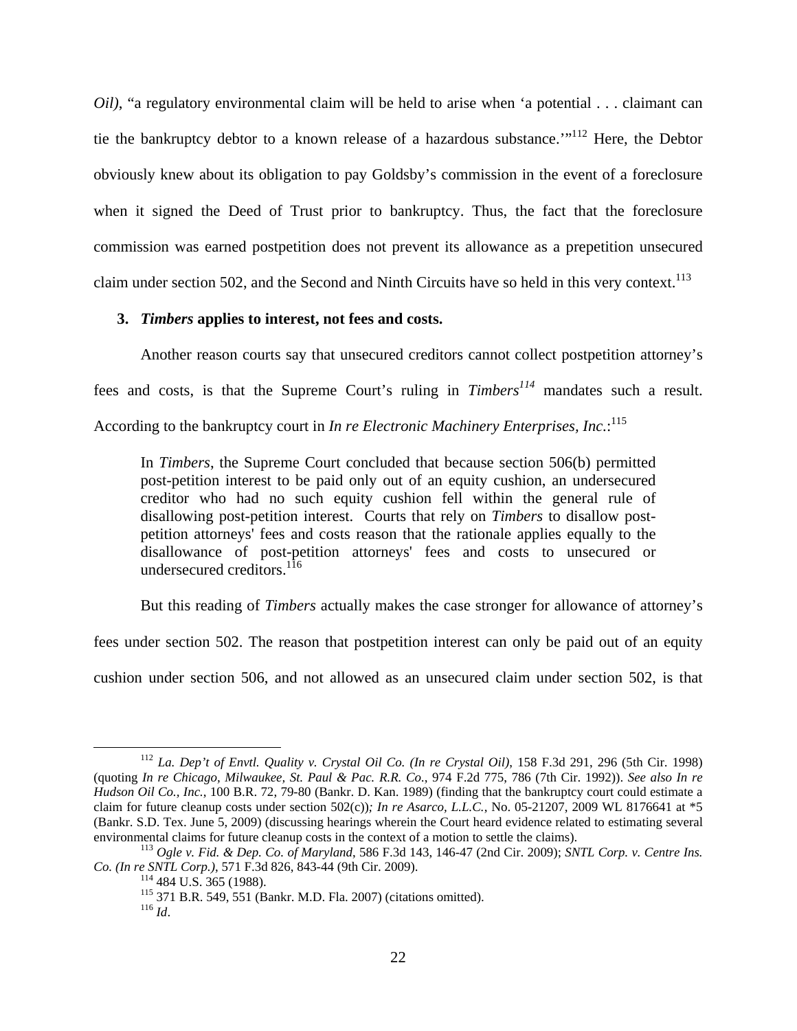*Oil)*, "a regulatory environmental claim will be held to arise when 'a potential . . . claimant can tie the bankruptcy debtor to a known release of a hazardous substance.'"[112] Here, the Debtor obviously knew about its obligation to pay Goldsby's commission in the event of a foreclosure when it signed the Deed of Trust prior to bankruptcy. Thus, the fact that the foreclosure commission was earned postpetition does not prevent its allowance as a prepetition unsecured claim under section 502, and the Second and Ninth Circuits have so held in this very context.[113]

### 3. *Timbers* applies to interest, not fees and costs.

Another reason courts say that unsecured creditors cannot collect postpetition attorney's fees and costs, is that the Supreme Court's ruling in *Timbers*[114] mandates such a result. According to the bankruptcy court in *In re Electronic Machinery Enterprises, Inc.*:[115]

> In *Timbers*, the Supreme Court concluded that because section 506(b) permitted post-petition interest to be paid only out of an equity cushion, an undersecured creditor who had no such equity cushion fell within the general rule of disallowing post-petition interest. Courts that rely on *Timbers* to disallow post-petition attorneys' fees and costs reason that the rationale applies equally to the disallowance of post-petition attorneys' fees and costs to unsecured or undersecured creditors.[116]

But this reading of *Timbers* actually makes the case stronger for allowance of attorney's fees under section 502. The reason that postpetition interest can only be paid out of an equity cushion under section 506, and not allowed as an unsecured claim under section 502, is that

---

[112] *La. Dep't of Envtl. Quality v. Crystal Oil Co. (In re Crystal Oil)*, 158 F.3d 291, 296 (5th Cir. 1998) (quoting *In re Chicago, Milwaukee, St. Paul & Pac. R.R. Co.*, 974 F.2d 775, 786 (7th Cir. 1992)). *See also In re Hudson Oil Co., Inc.*, 100 B.R. 72, 79-80 (Bankr. D. Kan. 1989) (finding that the bankruptcy court could estimate a claim for future cleanup costs under section 502(c))*; In re Asarco, L.L.C.*, No. 05-21207, 2009 WL 8176641 at *5 (Bankr. S.D. Tex. June 5, 2009) (discussing hearings wherein the Court heard evidence related to estimating several environmental claims for future cleanup costs in the context of a motion to settle the claims).

[113] *Ogle v. Fid. & Dep. Co. of Maryland*, 586 F.3d 143, 146-47 (2nd Cir. 2009); *SNTL Corp. v. Centre Ins. Co. (In re SNTL Corp.)*, 571 F.3d 826, 843-44 (9th Cir. 2009).

[114] 484 U.S. 365 (1988).

[115] 371 B.R. 549, 551 (Bankr. M.D. Fla. 2007) (citations omitted).

[116] *Id*.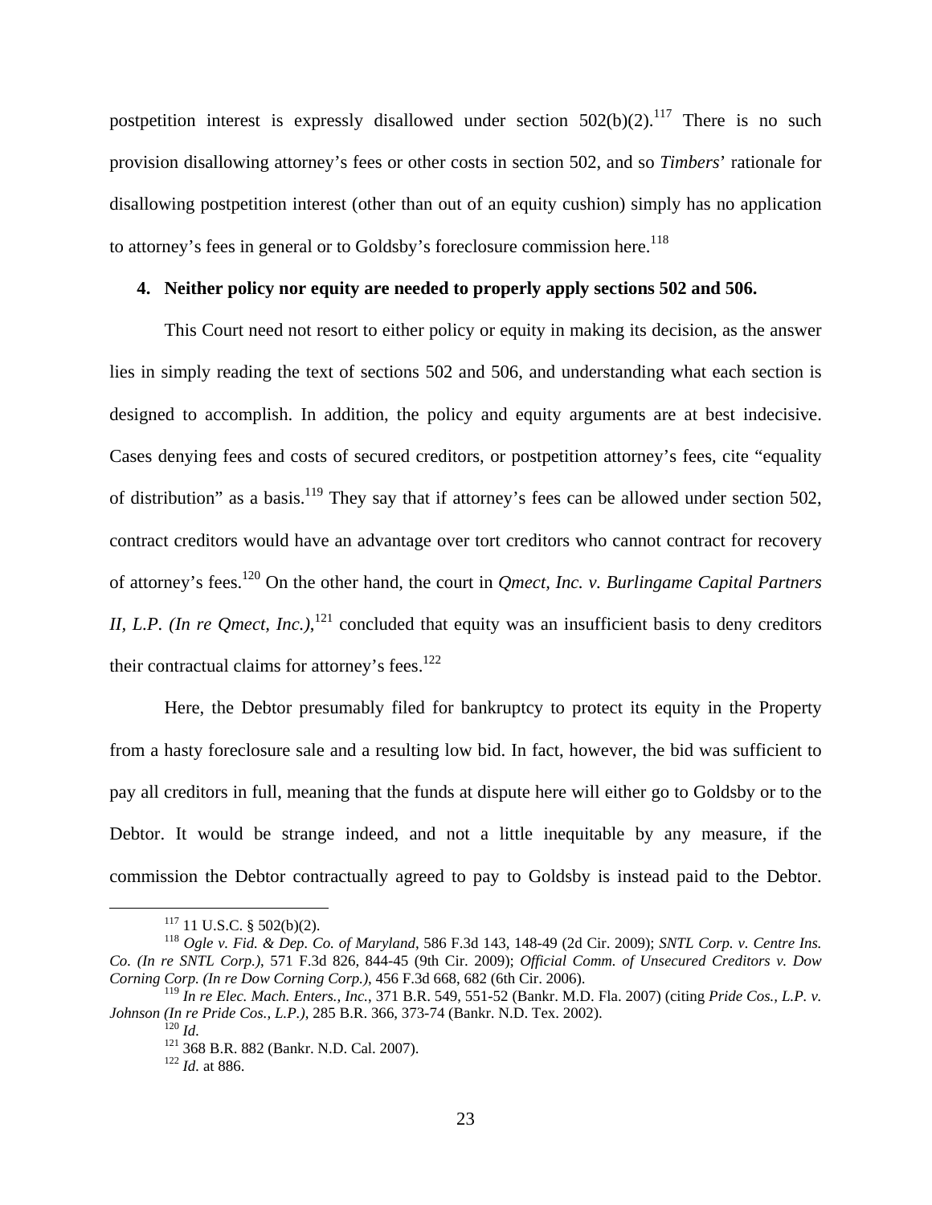postpetition interest is expressly disallowed under section 502(b)(2).[117] There is no such provision disallowing attorney's fees or other costs in section 502, and so *Timbers*' rationale for disallowing postpetition interest (other than out of an equity cushion) simply has no application to attorney's fees in general or to Goldsby's foreclosure commission here.[118]

**4. Neither policy nor equity are needed to properly apply sections 502 and 506.**

This Court need not resort to either policy or equity in making its decision, as the answer lies in simply reading the text of sections 502 and 506, and understanding what each section is designed to accomplish. In addition, the policy and equity arguments are at best indecisive. Cases denying fees and costs of secured creditors, or postpetition attorney's fees, cite "equality of distribution" as a basis.[119] They say that if attorney's fees can be allowed under section 502, contract creditors would have an advantage over tort creditors who cannot contract for recovery of attorney's fees.[120] On the other hand, the court in *Qmect, Inc. v. Burlingame Capital Partners II, L.P. (In re Qmect, Inc.)*,[121] concluded that equity was an insufficient basis to deny creditors their contractual claims for attorney's fees.[122]

Here, the Debtor presumably filed for bankruptcy to protect its equity in the Property from a hasty foreclosure sale and a resulting low bid. In fact, however, the bid was sufficient to pay all creditors in full, meaning that the funds at dispute here will either go to Goldsby or to the Debtor. It would be strange indeed, and not a little inequitable by any measure, if the commission the Debtor contractually agreed to pay to Goldsby is instead paid to the Debtor.

---

[117] 11 U.S.C. § 502(b)(2).

[118] *Ogle v. Fid. & Dep. Co. of Maryland*, 586 F.3d 143, 148-49 (2d Cir. 2009); *SNTL Corp. v. Centre Ins. Co. (In re SNTL Corp.)*, 571 F.3d 826, 844-45 (9th Cir. 2009); *Official Comm. of Unsecured Creditors v. Dow Corning Corp. (In re Dow Corning Corp.)*, 456 F.3d 668, 682 (6th Cir. 2006).

[119] *In re Elec. Mach. Enters., Inc.*, 371 B.R. 549, 551-52 (Bankr. M.D. Fla. 2007) (citing *Pride Cos., L.P. v. Johnson (In re Pride Cos., L.P.)*, 285 B.R. 366, 373-74 (Bankr. N.D. Tex. 2002).

[120] *Id.*

[121] 368 B.R. 882 (Bankr. N.D. Cal. 2007).

[122] *Id.* at 886.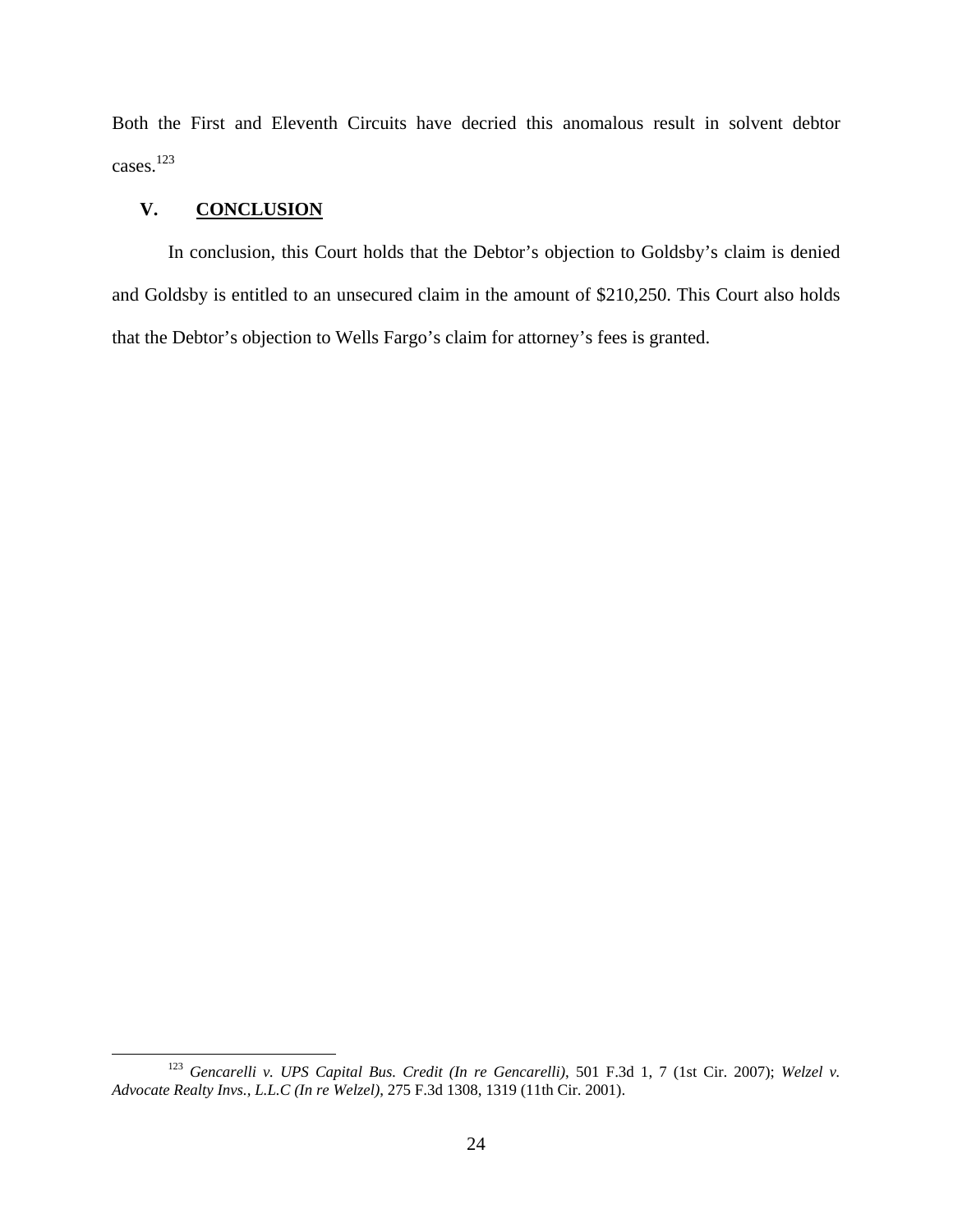Both the First and Eleventh Circuits have decried this anomalous result in solvent debtor cases.[123]

## V. CONCLUSION

In conclusion, this Court holds that the Debtor's objection to Goldsby's claim is denied and Goldsby is entitled to an unsecured claim in the amount of $210,250. This Court also holds that the Debtor's objection to Wells Fargo's claim for attorney's fees is granted.

---

[123] *Gencarelli v. UPS Capital Bus. Credit (In re Gencarelli)*, 501 F.3d 1, 7 (1st Cir. 2007); *Welzel v. Advocate Realty Invs., L.L.C (In re Welzel)*, 275 F.3d 1308, 1319 (11th Cir. 2001).